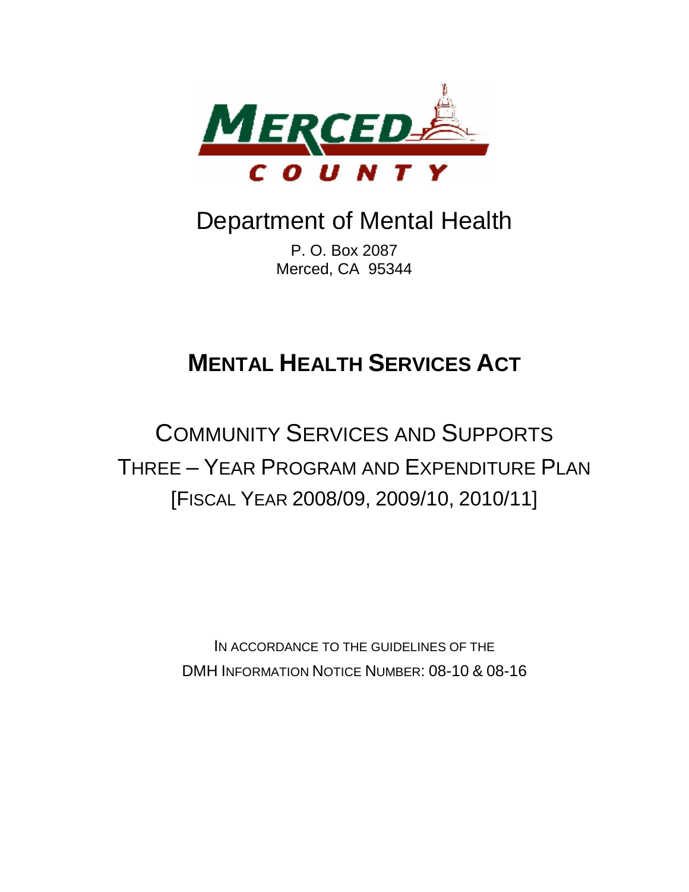MERCED COUNTY

# Department of Mental Health

P. O. Box 2087
Merced, CA 95344

# MENTAL HEALTH SERVICES ACT

## COMMUNITY SERVICES AND SUPPORTS
## THREE – YEAR PROGRAM AND EXPENDITURE PLAN
## [FISCAL YEAR 2008/09, 2009/10, 2010/11]

IN ACCORDANCE TO THE GUIDELINES OF THE
DMH INFORMATION NOTICE NUMBER: 08-10 & 08-16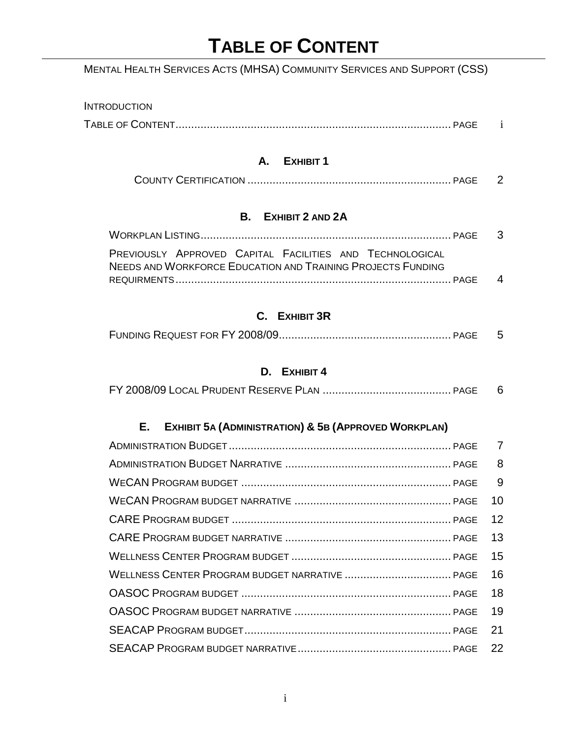# TABLE OF CONTENT

MENTAL HEALTH SERVICES ACTS (MHSA) COMMUNITY SERVICES AND SUPPORT (CSS)

INTRODUCTION

TABLE OF CONTENT........................................................................................ PAGE i

## A. EXHIBIT 1

COUNTY CERTIFICATION ................................................................ PAGE 2

## B. EXHIBIT 2 AND 2A

WORKPLAN LISTING............................................................................... PAGE 3

PREVIOUSLY APPROVED CAPITAL FACILITIES AND TECHNOLOGICAL NEEDS AND WORKFORCE EDUCATION AND TRAINING PROJECTS FUNDING REQUIRMENTS....................................................................................... PAGE 4

## C. EXHIBIT 3R

FUNDING REQUEST FOR FY 2008/09...................................................... PAGE 5

## D. EXHIBIT 4

FY 2008/09 LOCAL PRUDENT RESERVE PLAN ......................................... PAGE 6

## E. EXHIBIT 5A (ADMINISTRATION) & 5B (APPROVED WORKPLAN)

ADMINISTRATION BUDGET...................................................................... PAGE 7

ADMINISTRATION BUDGET NARRATIVE .................................................... PAGE 8

WECAN PROGRAM BUDGET .................................................................. PAGE 9

WECAN PROGRAM BUDGET NARRATIVE ................................................. PAGE 10

CARE PROGRAM BUDGET ..................................................................... PAGE 12

CARE PROGRAM BUDGET NARRATIVE .................................................... PAGE 13

WELLNESS CENTER PROGRAM BUDGET .................................................. PAGE 15

WELLNESS CENTER PROGRAM BUDGET NARRATIVE .................................. PAGE 16

OASOC PROGRAM BUDGET .................................................................. PAGE 18

OASOC PROGRAM BUDGET NARRATIVE ................................................. PAGE 19

SEACAP PROGRAM BUDGET................................................................. PAGE 21

SEACAP PROGRAM BUDGET NARRATIVE................................................ PAGE 22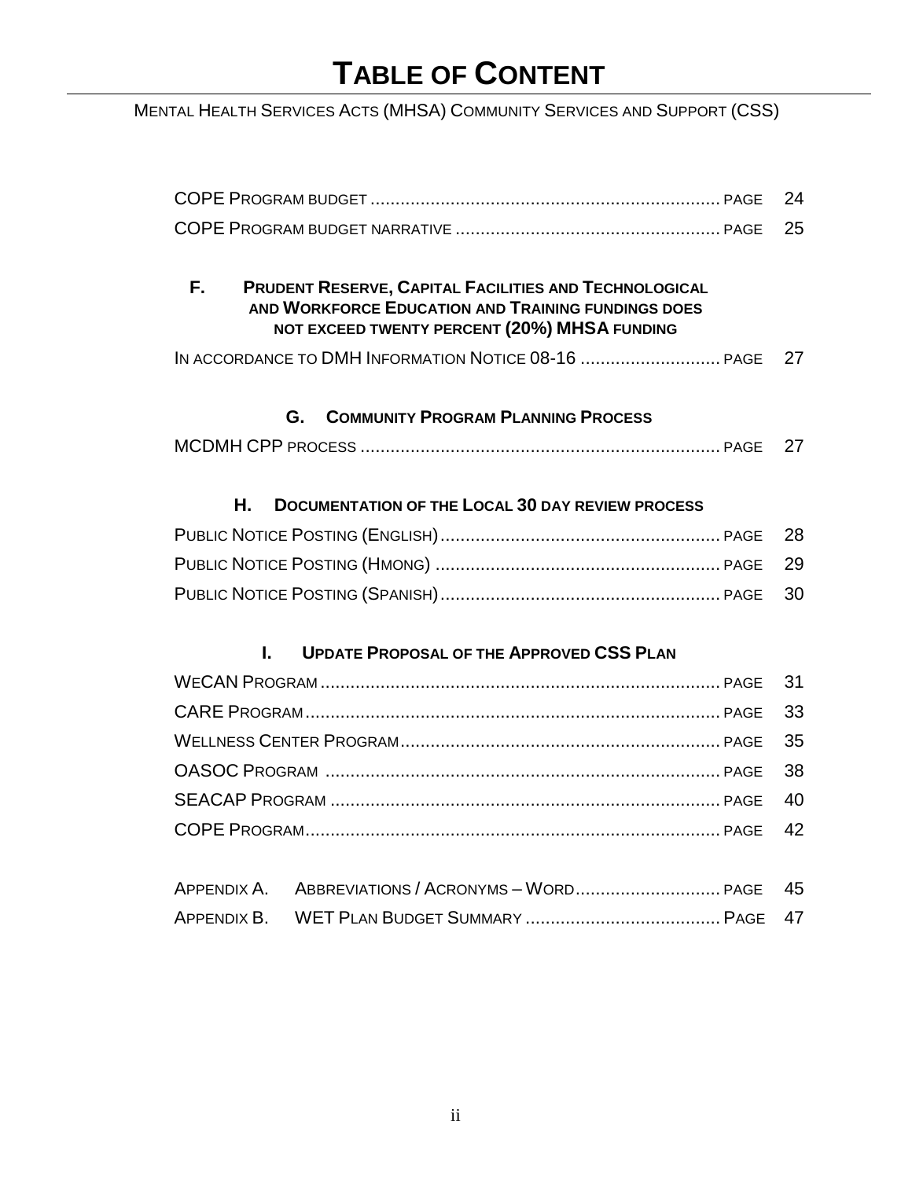# TABLE OF CONTENT

MENTAL HEALTH SERVICES ACTS (MHSA) COMMUNITY SERVICES AND SUPPORT (CSS)

COPE PROGRAM BUDGET .................................................................... PAGE 24
COPE PROGRAM BUDGET NARRATIVE .................................................... PAGE 25

**F. PRUDENT RESERVE, CAPITAL FACILITIES AND TECHNOLOGICAL AND WORKFORCE EDUCATION AND TRAINING FUNDINGS DOES NOT EXCEED TWENTY PERCENT (20%) MHSA FUNDING**

IN ACCORDANCE TO DMH INFORMATION NOTICE 08-16 ............................ PAGE 27

**G. COMMUNITY PROGRAM PLANNING PROCESS**

MCDMH CPP PROCESS ....................................................................... PAGE 27

**H. DOCUMENTATION OF THE LOCAL 30 DAY REVIEW PROCESS**

PUBLIC NOTICE POSTING (ENGLISH) ....................................................... PAGE 28
PUBLIC NOTICE POSTING (HMONG) ........................................................ PAGE 29
PUBLIC NOTICE POSTING (SPANISH) ....................................................... PAGE 30

**I. UPDATE PROPOSAL OF THE APPROVED CSS PLAN**

WECAN PROGRAM .............................................................................. PAGE 31
CARE PROGRAM ................................................................................. PAGE 33
WELLNESS CENTER PROGRAM ............................................................... PAGE 35
OASOC PROGRAM .............................................................................. PAGE 38
SEACAP PROGRAM ............................................................................. PAGE 40
COPE PROGRAM ................................................................................. PAGE 42

APPENDIX A. ABBREVIATIONS / ACRONYMS – WORD ............................. PAGE 45
APPENDIX B. WET PLAN BUDGET SUMMARY ....................................... PAGE 47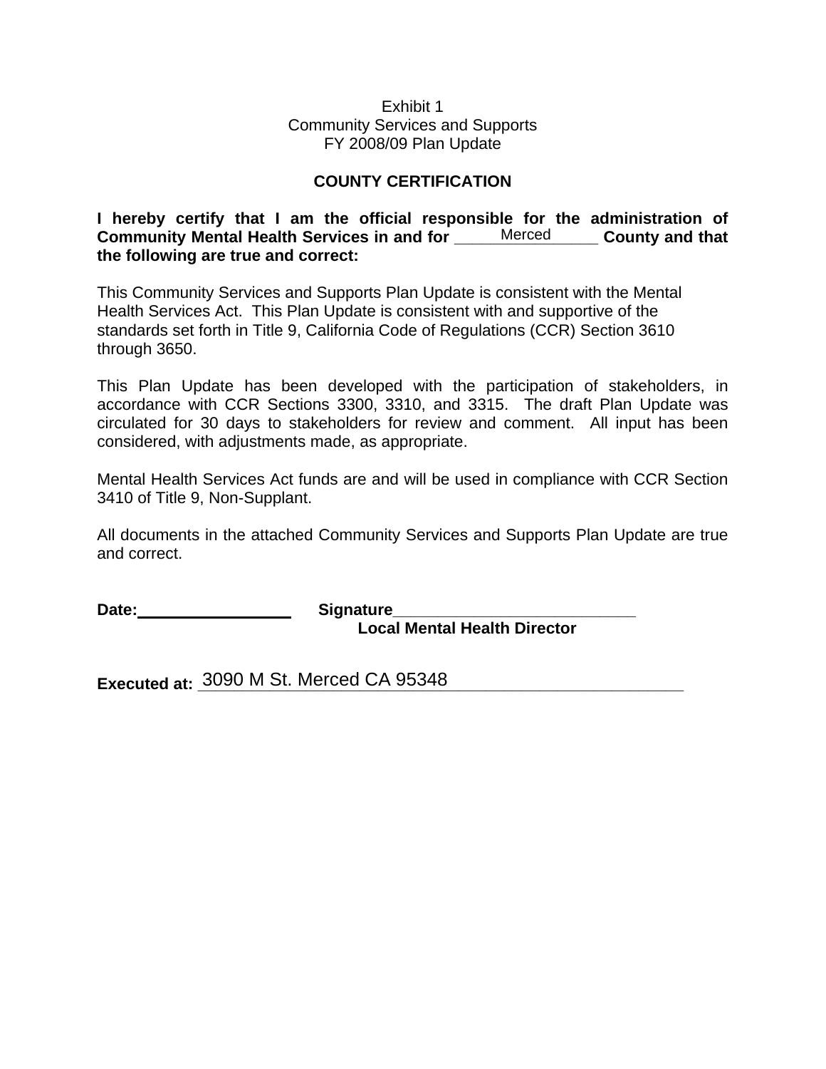Exhibit 1
Community Services and Supports
FY 2008/09 Plan Update

## COUNTY CERTIFICATION

**I hereby certify that I am the official responsible for the administration of Community Mental Health Services in and for \_\_\_\_\_\_Merced\_\_\_\_\_\_ County and that the following are true and correct:**

This Community Services and Supports Plan Update is consistent with the Mental Health Services Act. This Plan Update is consistent with and supportive of the standards set forth in Title 9, California Code of Regulations (CCR) Section 3610 through 3650.

This Plan Update has been developed with the participation of stakeholders, in accordance with CCR Sections 3300, 3310, and 3315. The draft Plan Update was circulated for 30 days to stakeholders for review and comment. All input has been considered, with adjustments made, as appropriate.

Mental Health Services Act funds are and will be used in compliance with CCR Section 3410 of Title 9, Non-Supplant.

All documents in the attached Community Services and Supports Plan Update are true and correct.

**Date:**\_\_\_\_\_\_\_\_\_\_\_\_\_\_\_\_ **Signature**\_\_\_\_\_\_\_\_\_\_\_\_\_\_\_\_\_\_\_\_\_\_\_\_\_\_\_
**Local Mental Health Director**

**Executed at:** 3090 M St. Merced CA 95348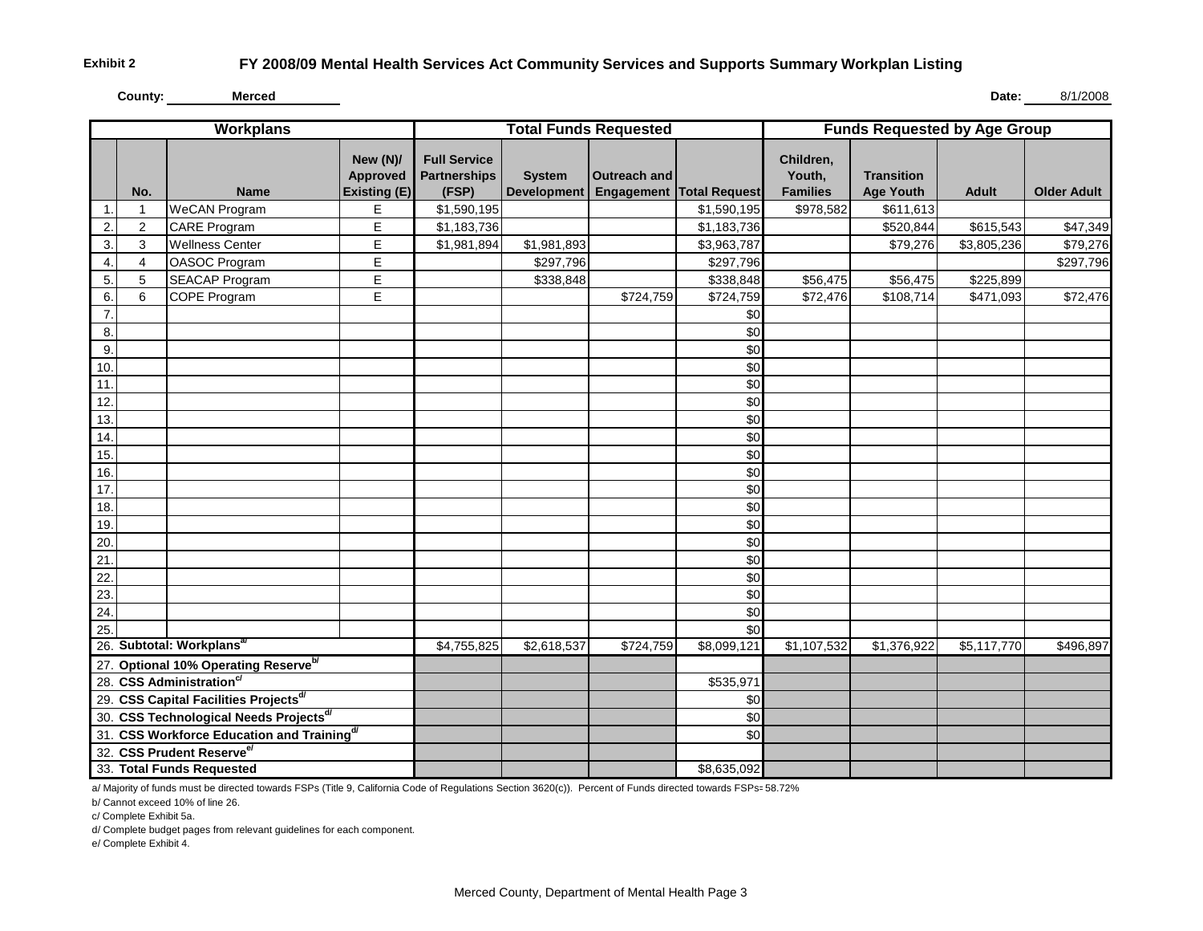**Exhibit 2**

# FY 2008/09 Mental Health Services Act Community Services and Supports Summary Workplan Listing

**County:** Merced

**Date:** 8/1/2008

| Workplans | | | | Total Funds Requested | | | | Funds Requested by Age Group | | | |
|---|---|---|---|---|---|---|---|---|---|---|---|
| | No. | Name | New (N)/ Approved Existing (E) | Full Service Partnerships (FSP) | System Development | Outreach and Engagement | Total Request | Children, Youth, Families | Transition Age Youth | Adult | Older Adult |
| 1. | 1 | WeCAN Program | E | $1,590,195 | | | $1,590,195 | $978,582 | $611,613 | | |
| 2. | 2 | CARE Program | E | $1,183,736 | | | $1,183,736 | | $520,844 | $615,543 | $47,349 |
| 3. | 3 | Wellness Center | E | $1,981,894 | $1,981,893 | | $3,963,787 | | $79,276 | $3,805,236 | $79,276 |
| 4. | 4 | OASOC Program | E | | $297,796 | | $297,796 | | | | $297,796 |
| 5. | 5 | SEACAP Program | E | | $338,848 | | $338,848 | $56,475 | $56,475 | $225,899 | |
| 6. | 6 | COPE Program | E | | | $724,759 | $724,759 | $72,476 | $108,714 | $471,093 | $72,476 |
| 7. | | | | | | | $0 | | | | |
| 8. | | | | | | | $0 | | | | |
| 9. | | | | | | | $0 | | | | |
| 10. | | | | | | | $0 | | | | |
| 11. | | | | | | | $0 | | | | |
| 12. | | | | | | | $0 | | | | |
| 13. | | | | | | | $0 | | | | |
| 14. | | | | | | | $0 | | | | |
| 15. | | | | | | | $0 | | | | |
| 16. | | | | | | | $0 | | | | |
| 17. | | | | | | | $0 | | | | |
| 18. | | | | | | | $0 | | | | |
| 19. | | | | | | | $0 | | | | |
| 20. | | | | | | | $0 | | | | |
| 21. | | | | | | | $0 | | | | |
| 22. | | | | | | | $0 | | | | |
| 23. | | | | | | | $0 | | | | |
| 24. | | | | | | | $0 | | | | |
| 25. | | | | | | | $0 | | | | |
| 26. | **Subtotal: Workplans**[a/] | | | $4,755,825 | $2,618,537 | $724,759 | $8,099,121 | $1,107,532 | $1,376,922 | $5,117,770 | $496,897 |
| 27. | **Optional 10% Operating Reserve**[b/] | | | | | | | | | | |
| 28. | **CSS Administration**[c/] | | | | | | $535,971 | | | | |
| 29. | **CSS Capital Facilities Projects**[d/] | | | | | | $0 | | | | |
| 30. | **CSS Technological Needs Projects**[d/] | | | | | | $0 | | | | |
| 31. | **CSS Workforce Education and Training**[d/] | | | | | | $0 | | | | |
| 32. | **CSS Prudent Reserve**[e/] | | | | | | | | | | |
| 33. | **Total Funds Requested** | | | | | | $8,635,092 | | | | |

a/ Majority of funds must be directed towards FSPs (Title 9, California Code of Regulations Section 3620(c)). Percent of Funds directed towards FSPs= 58.72%

b/ Cannot exceed 10% of line 26.

c/ Complete Exhibit 5a.

d/ Complete budget pages from relevant guidelines for each component.

e/ Complete Exhibit 4.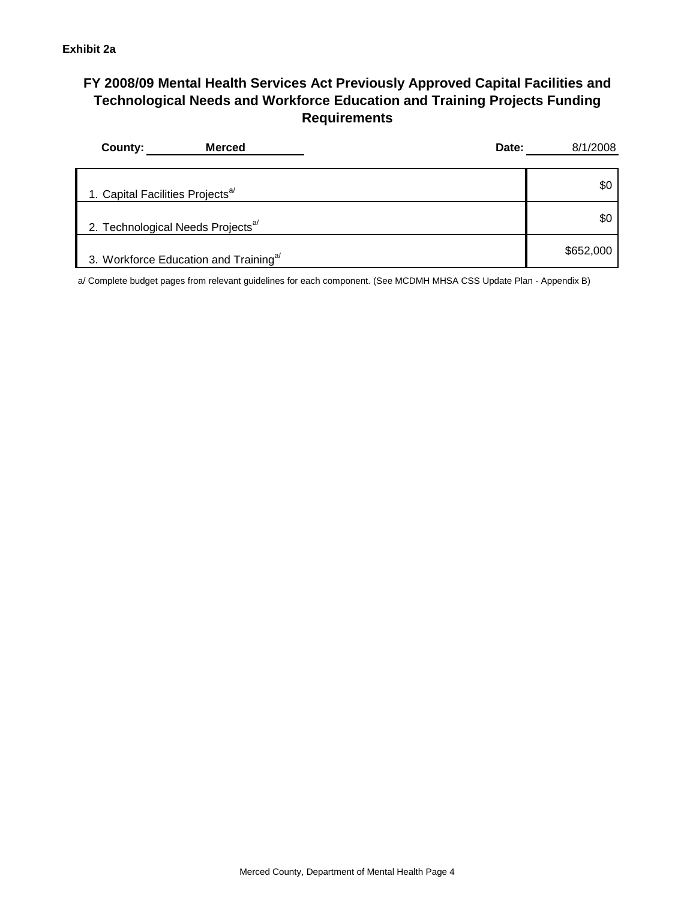**Exhibit 2a**

# FY 2008/09 Mental Health Services Act Previously Approved Capital Facilities and Technological Needs and Workforce Education and Training Projects Funding Requirements

**County:** Merced **Date:** 8/1/2008

| | |
|---|---|
| 1. Capital Facilities Projects[a/] | $0 |
| 2. Technological Needs Projects[a/] | $0 |
| 3. Workforce Education and Training[a/] | $652,000 |

a/ Complete budget pages from relevant guidelines for each component. (See MCDMH MHSA CSS Update Plan - Appendix B)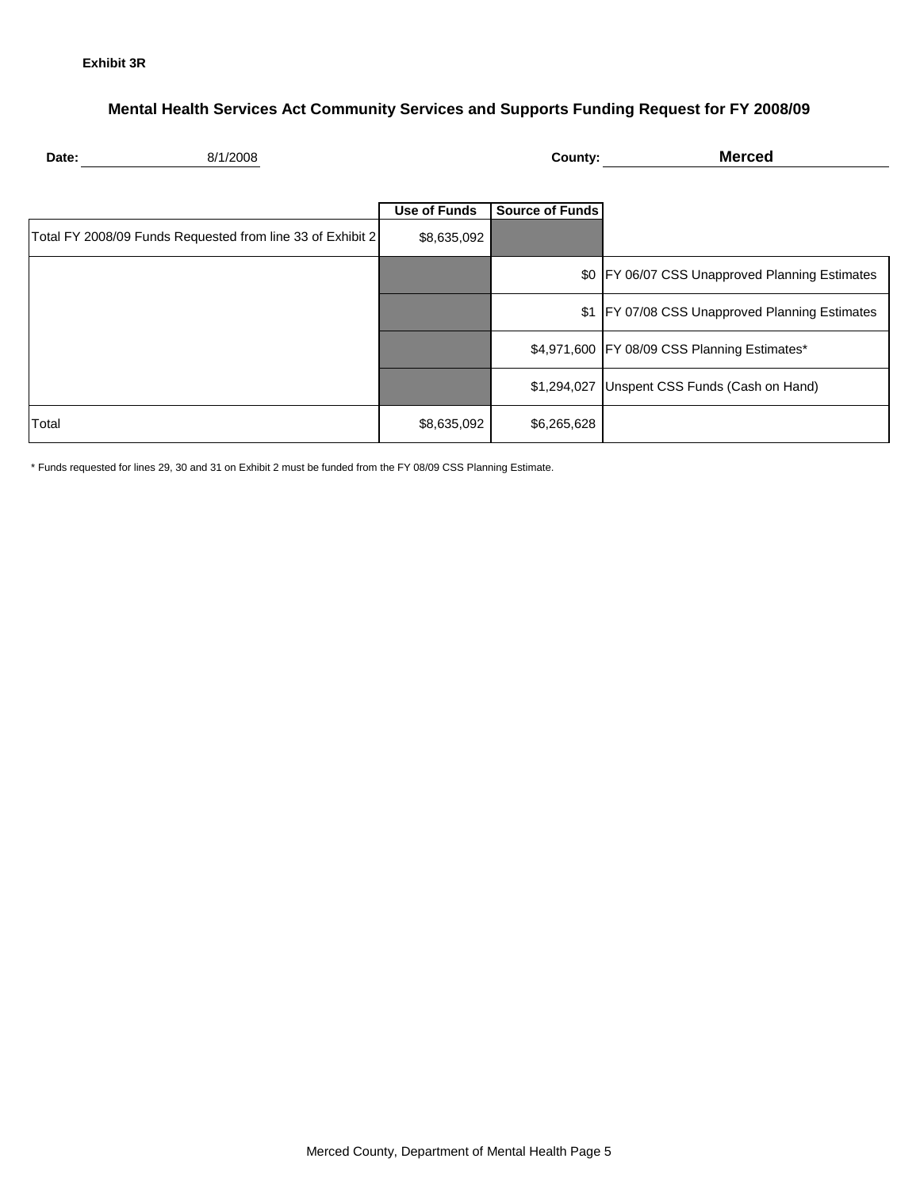**Exhibit 3R**

## Mental Health Services Act Community Services and Supports Funding Request for FY 2008/09

**Date:** 8/1/2008 **County:** **Merced**

| | Use of Funds | Source of Funds | |
|---|---|---|---|
| Total FY 2008/09 Funds Requested from line 33 of Exhibit 2 | $8,635,092 | | |
| | | $0 | FY 06/07 CSS Unapproved Planning Estimates |
| | | $1 | FY 07/08 CSS Unapproved Planning Estimates |
| | | $4,971,600 | FY 08/09 CSS Planning Estimates* |
| | | $1,294,027 | Unspent CSS Funds (Cash on Hand) |
| Total | $8,635,092 | $6,265,628 | |

* Funds requested for lines 29, 30 and 31 on Exhibit 2 must be funded from the FY 08/09 CSS Planning Estimate.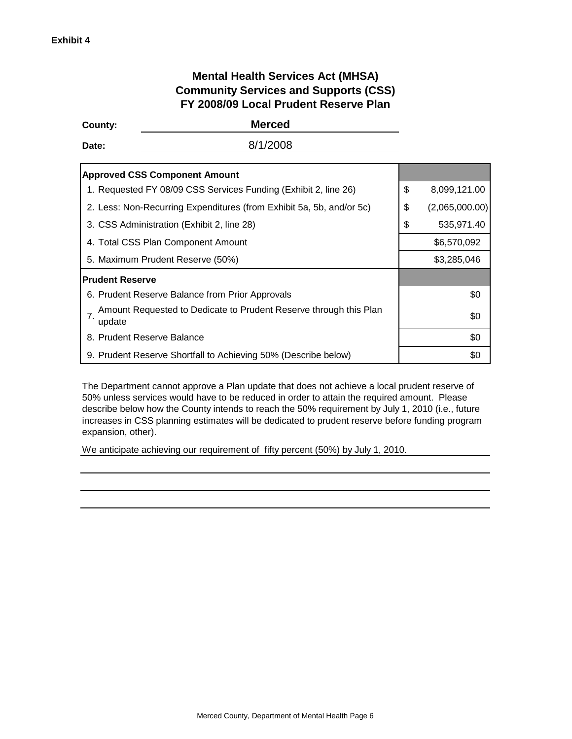**Exhibit 4**

# Mental Health Services Act (MHSA)
# Community Services and Supports (CSS)
# FY 2008/09 Local Prudent Reserve Plan

**County:** **Merced**

**Date:** 8/1/2008

| **Approved CSS Component Amount** | |
|---|---|
| 1. Requested FY 08/09 CSS Services Funding (Exhibit 2, line 26) | $ 8,099,121.00 |
| 2. Less: Non-Recurring Expenditures (from Exhibit 5a, 5b, and/or 5c) | $ (2,065,000.00) |
| 3. CSS Administration (Exhibit 2, line 28) | $ 535,971.40 |
| 4. Total CSS Plan Component Amount | $6,570,092 |
| 5. Maximum Prudent Reserve (50%) | $3,285,046 |
| **Prudent Reserve** | |
| 6. Prudent Reserve Balance from Prior Approvals | $0 |
| 7. Amount Requested to Dedicate to Prudent Reserve through this Plan update | $0 |
| 8. Prudent Reserve Balance | $0 |
| 9. Prudent Reserve Shortfall to Achieving 50% (Describe below) | $0 |

The Department cannot approve a Plan update that does not achieve a local prudent reserve of 50% unless services would have to be reduced in order to attain the required amount. Please describe below how the County intends to reach the 50% requirement by July 1, 2010 (i.e., future increases in CSS planning estimates will be dedicated to prudent reserve before funding program expansion, other).

We anticipate achieving our requirement of fifty percent (50%) by July 1, 2010.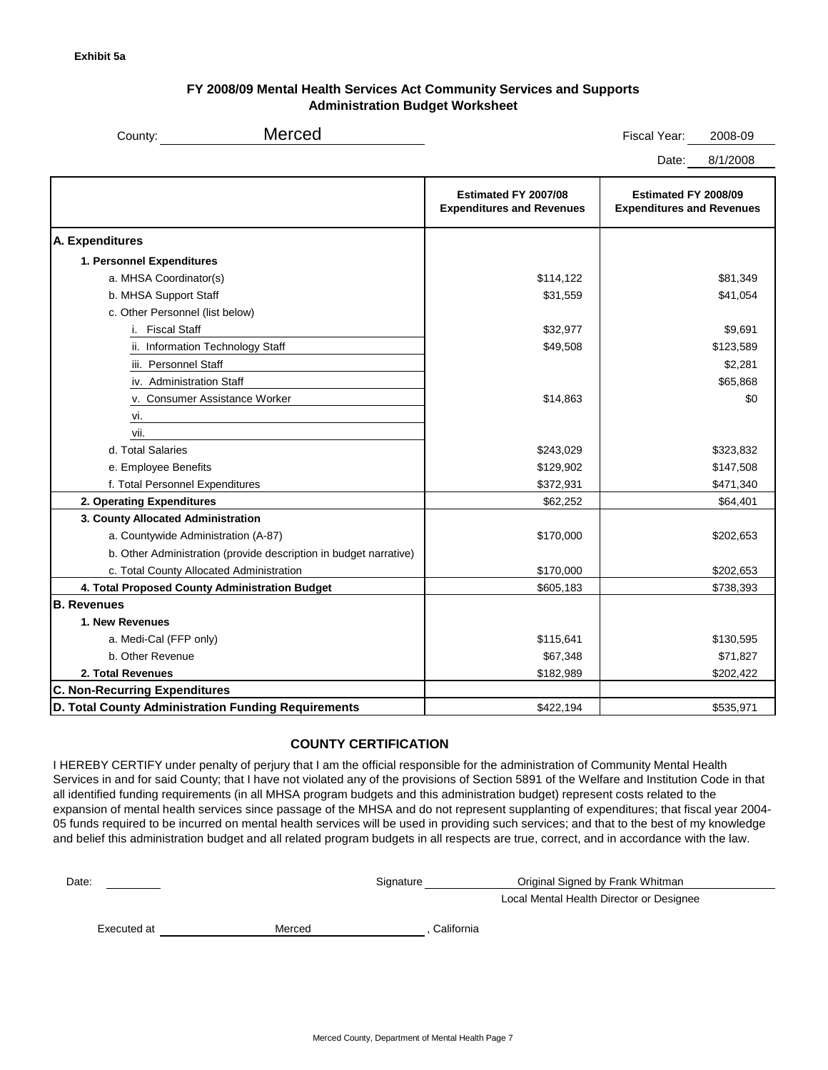**Exhibit 5a**

## FY 2008/09 Mental Health Services Act Community Services and Supports Administration Budget Worksheet

County: Merced

Fiscal Year: 2008-09

Date: 8/1/2008

| | Estimated FY 2007/08 Expenditures and Revenues | Estimated FY 2008/09 Expenditures and Revenues |
|---|---|---|
| **A. Expenditures** | | |
| **1. Personnel Expenditures** | | |
| a. MHSA Coordinator(s) | $114,122 | $81,349 |
| b. MHSA Support Staff | $31,559 | $41,054 |
| c. Other Personnel (list below) | | |
| i. Fiscal Staff | $32,977 | $9,691 |
| ii. Information Technology Staff | $49,508 | $123,589 |
| iii. Personnel Staff | | $2,281 |
| iv. Administration Staff | | $65,868 |
| v. Consumer Assistance Worker | $14,863 | $0 |
| vi. | | |
| vii. | | |
| d. Total Salaries | $243,029 | $323,832 |
| e. Employee Benefits | $129,902 | $147,508 |
| f. Total Personnel Expenditures | $372,931 | $471,340 |
| **2. Operating Expenditures** | $62,252 | $64,401 |
| **3. County Allocated Administration** | | |
| a. Countywide Administration (A-87) | $170,000 | $202,653 |
| b. Other Administration (provide description in budget narrative) | | |
| c. Total County Allocated Administration | $170,000 | $202,653 |
| **4. Total Proposed County Administration Budget** | $605,183 | $738,393 |
| **B. Revenues** | | |
| **1. New Revenues** | | |
| a. Medi-Cal (FFP only) | $115,641 | $130,595 |
| b. Other Revenue | $67,348 | $71,827 |
| **2. Total Revenues** | $182,989 | $202,422 |
| **C. Non-Recurring Expenditures** | | |
| **D. Total County Administration Funding Requirements** | $422,194 | $535,971 |

### COUNTY CERTIFICATION

I HEREBY CERTIFY under penalty of perjury that I am the official responsible for the administration of Community Mental Health Services in and for said County; that I have not violated any of the provisions of Section 5891 of the Welfare and Institution Code in that all identified funding requirements (in all MHSA program budgets and this administration budget) represent costs related to the expansion of mental health services since passage of the MHSA and do not represent supplanting of expenditures; that fiscal year 2004-05 funds required to be incurred on mental health services will be used in providing such services; and that to the best of my knowledge and belief this administration budget and all related program budgets in all respects are true, correct, and in accordance with the law.

Date: ________

Signature: Original Signed by Frank Whitman

Local Mental Health Director or Designee

Executed at Merced, California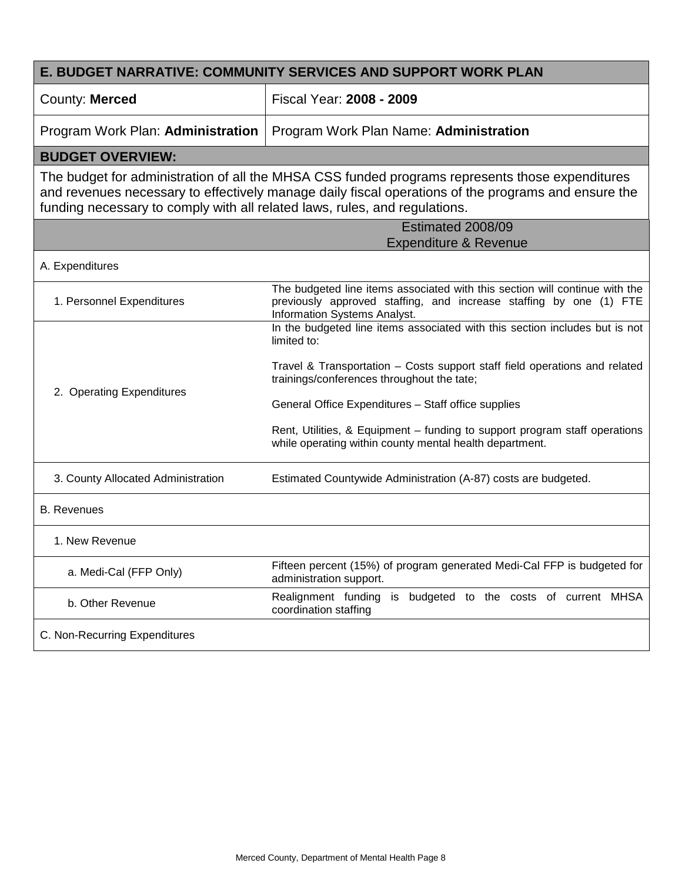| E. BUDGET NARRATIVE: COMMUNITY SERVICES AND SUPPORT WORK PLAN | |
|---|---|
| County: **Merced** | Fiscal Year: **2008 - 2009** |
| Program Work Plan: **Administration** | Program Work Plan Name: **Administration** |

**BUDGET OVERVIEW:**

The budget for administration of all the MHSA CSS funded programs represents those expenditures and revenues necessary to effectively manage daily fiscal operations of the programs and ensure the funding necessary to comply with all related laws, rules, and regulations.

| | Estimated 2008/09 Expenditure & Revenue |
|---|---|
| A. Expenditures | |
| 1. Personnel Expenditures | The budgeted line items associated with this section will continue with the previously approved staffing, and increase staffing by one (1) FTE Information Systems Analyst. |
| 2. Operating Expenditures | In the budgeted line items associated with this section includes but is not limited to:<br><br>Travel & Transportation – Costs support staff field operations and related trainings/conferences throughout the tate;<br><br>General Office Expenditures – Staff office supplies<br><br>Rent, Utilities, & Equipment – funding to support program staff operations while operating within county mental health department. |
| 3. County Allocated Administration | Estimated Countywide Administration (A-87) costs are budgeted. |
| B. Revenues | |
| 1. New Revenue | |
| a. Medi-Cal (FFP Only) | Fifteen percent (15%) of program generated Medi-Cal FFP is budgeted for administration support. |
| b. Other Revenue | Realignment funding is budgeted to the costs of current MHSA coordination staffing |
| C. Non-Recurring Expenditures | |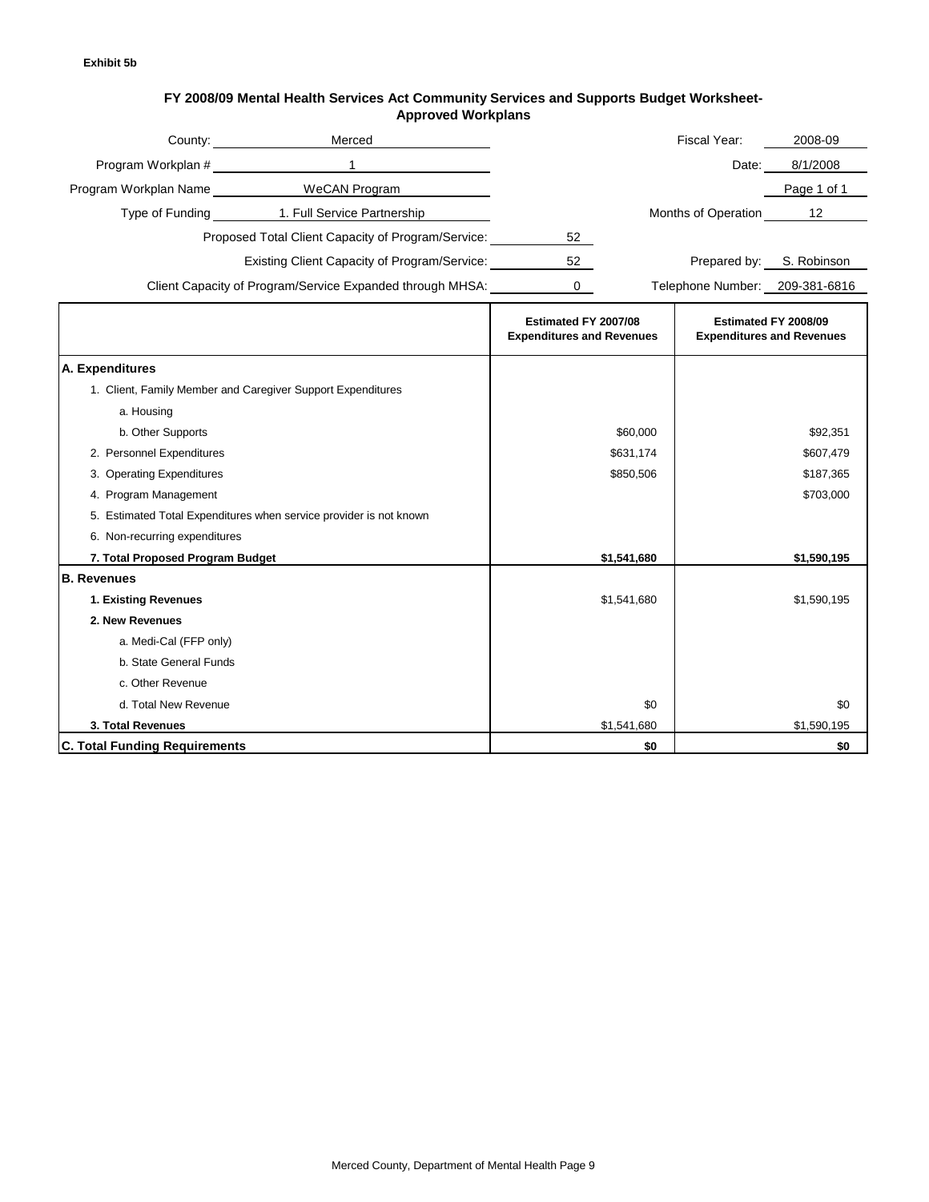**Exhibit 5b**

**FY 2008/09 Mental Health Services Act Community Services and Supports Budget Worksheet-Approved Workplans**

County: Merced

Fiscal Year: 2008-09

Program Workplan #: 1

Date: 8/1/2008

Program Workplan Name: WeCAN Program

Page 1 of 1

Type of Funding: 1. Full Service Partnership

Months of Operation: 12

Proposed Total Client Capacity of Program/Service: 52

Existing Client Capacity of Program/Service: 52

Prepared by: S. Robinson

Client Capacity of Program/Service Expanded through MHSA: 0

Telephone Number: 209-381-6816

| | Estimated FY 2007/08 Expenditures and Revenues | Estimated FY 2008/09 Expenditures and Revenues |
|---|---|---|
| **A. Expenditures** | | |
| 1. Client, Family Member and Caregiver Support Expenditures | | |
| a. Housing | | |
| b. Other Supports | $60,000 | $92,351 |
| 2. Personnel Expenditures | $631,174 | $607,479 |
| 3. Operating Expenditures | $850,506 | $187,365 |
| 4. Program Management | | $703,000 |
| 5. Estimated Total Expenditures when service provider is not known | | |
| 6. Non-recurring expenditures | | |
| **7. Total Proposed Program Budget** | **$1,541,680** | **$1,590,195** |
| **B. Revenues** | | |
| **1. Existing Revenues** | $1,541,680 | $1,590,195 |
| **2. New Revenues** | | |
| a. Medi-Cal (FFP only) | | |
| b. State General Funds | | |
| c. Other Revenue | | |
| d. Total New Revenue | $0 | $0 |
| **3. Total Revenues** | $1,541,680 | $1,590,195 |
| **C. Total Funding Requirements** | **$0** | **$0** |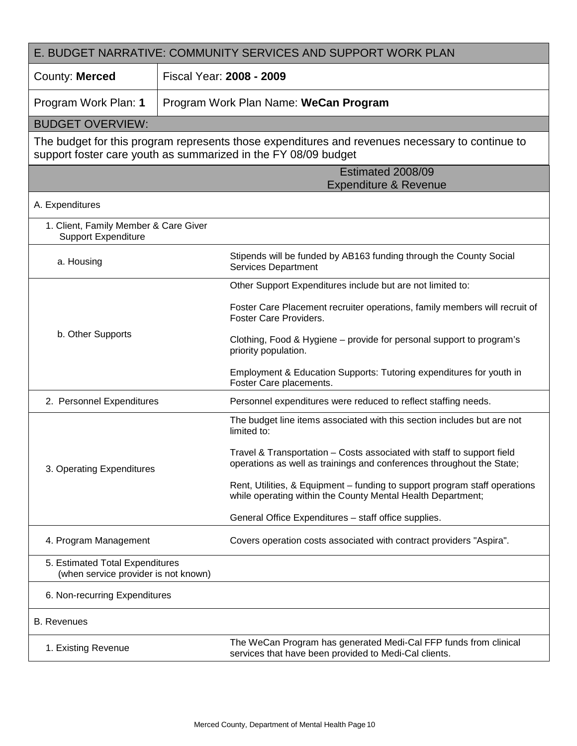| E. BUDGET NARRATIVE: COMMUNITY SERVICES AND SUPPORT WORK PLAN | |
|---|---|
| County: **Merced** | Fiscal Year: **2008 - 2009** |
| Program Work Plan: **1** | Program Work Plan Name: **WeCan Program** |
| BUDGET OVERVIEW: | |
| The budget for this program represents those expenditures and revenues necessary to continue to support foster care youth as summarized in the FY 08/09 budget | |
| | Estimated 2008/09 Expenditure & Revenue |
| A. Expenditures | |
| 1. Client, Family Member & Care Giver Support Expenditure | |
| a. Housing | Stipends will be funded by AB163 funding through the County Social Services Department |
| b. Other Supports | Other Support Expenditures include but are not limited to:<br><br>Foster Care Placement recruiter operations, family members will recruit of Foster Care Providers.<br><br>Clothing, Food & Hygiene – provide for personal support to program's priority population.<br><br>Employment & Education Supports: Tutoring expenditures for youth in Foster Care placements. |
| 2. Personnel Expenditures | Personnel expenditures were reduced to reflect staffing needs. |
| 3. Operating Expenditures | The budget line items associated with this section includes but are not limited to:<br><br>Travel & Transportation – Costs associated with staff to support field operations as well as trainings and conferences throughout the State;<br><br>Rent, Utilities, & Equipment – funding to support program staff operations while operating within the County Mental Health Department;<br><br>General Office Expenditures – staff office supplies. |
| 4. Program Management | Covers operation costs associated with contract providers "Aspira". |
| 5. Estimated Total Expenditures (when service provider is not known) | |
| 6. Non-recurring Expenditures | |
| B. Revenues | |
| 1. Existing Revenue | The WeCan Program has generated Medi-Cal FFP funds from clinical services that have been provided to Medi-Cal clients. |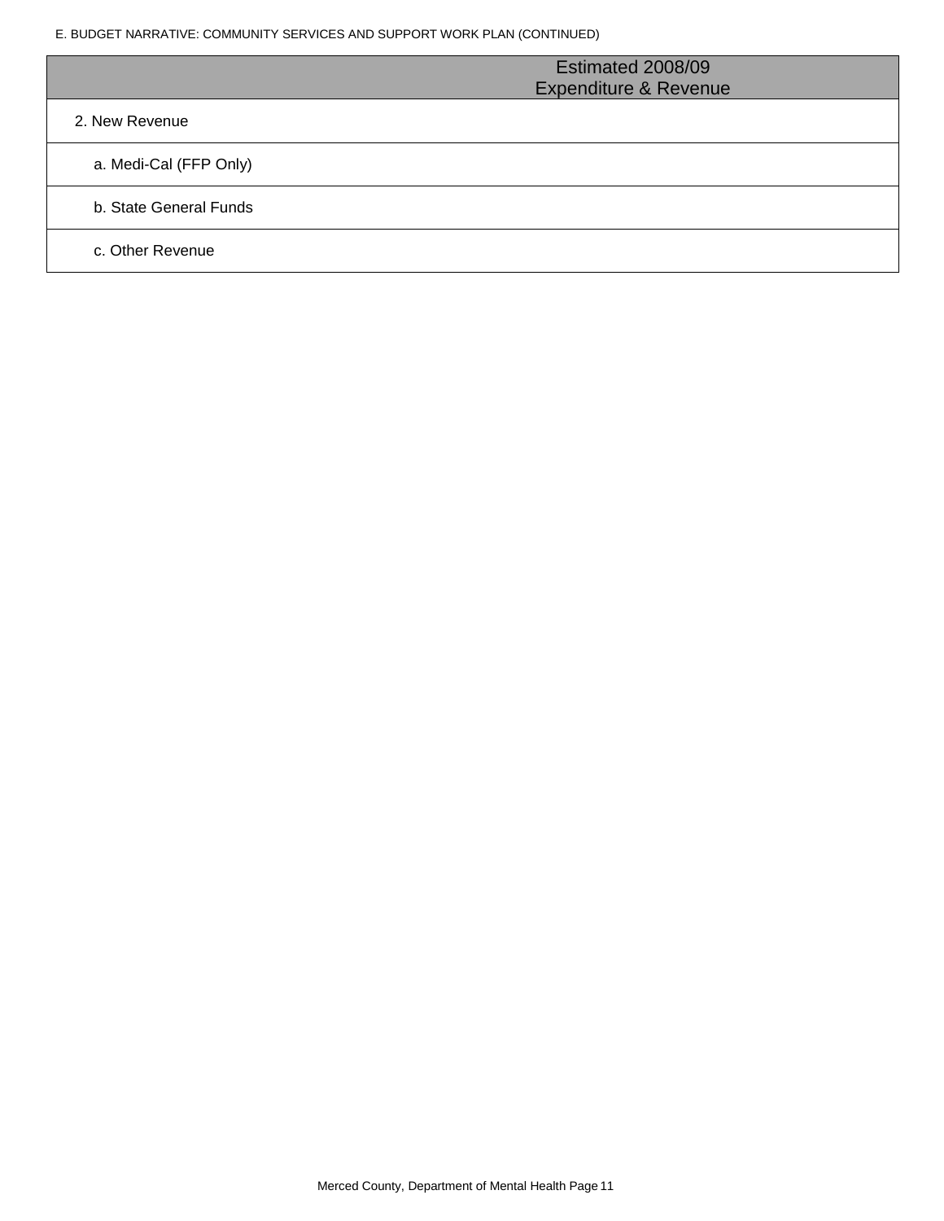E. BUDGET NARRATIVE: COMMUNITY SERVICES AND SUPPORT WORK PLAN (CONTINUED)

| | Estimated 2008/09 Expenditure & Revenue |
|---|---|
| 2. New Revenue | |
| a. Medi-Cal (FFP Only) | |
| b. State General Funds | |
| c. Other Revenue | |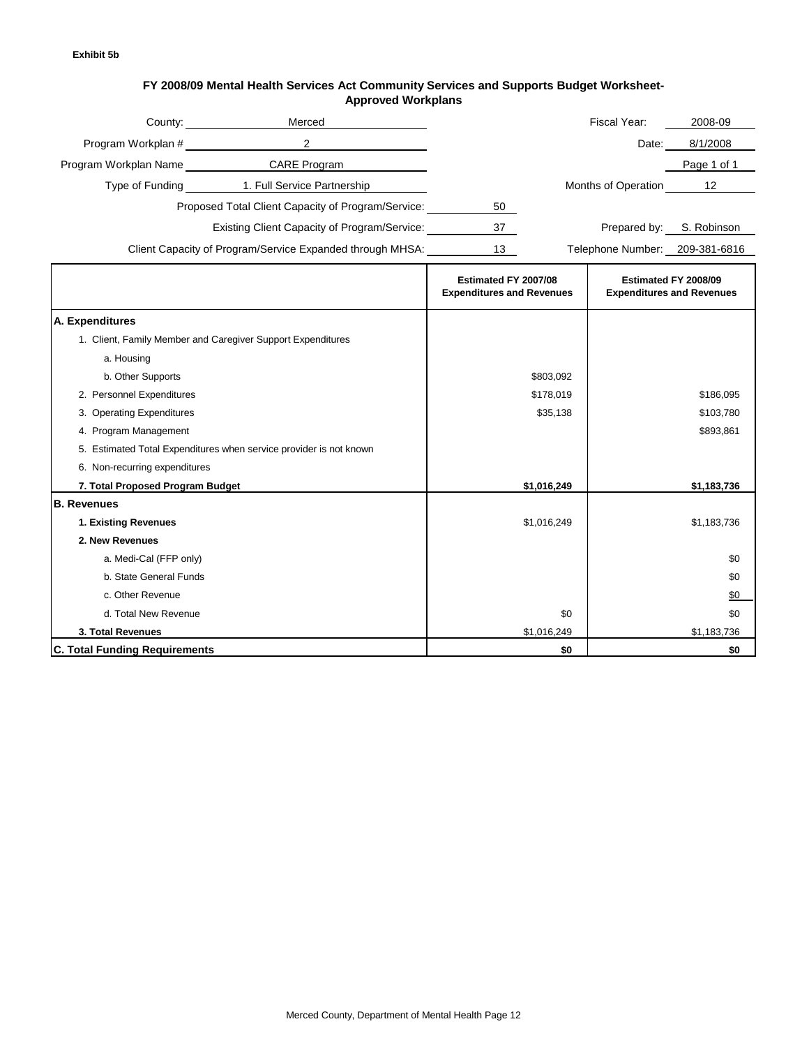**Exhibit 5b**

## FY 2008/09 Mental Health Services Act Community Services and Supports Budget Worksheet- Approved Workplans

County: Merced

Fiscal Year: 2008-09

Program Workplan #: 2

Date: 8/1/2008

Program Workplan Name: CARE Program

Page 1 of 1

Type of Funding: 1. Full Service Partnership

Months of Operation: 12

Proposed Total Client Capacity of Program/Service: 50

Existing Client Capacity of Program/Service: 37

Prepared by: S. Robinson

Client Capacity of Program/Service Expanded through MHSA: 13

Telephone Number: 209-381-6816

| | Estimated FY 2007/08 Expenditures and Revenues | Estimated FY 2008/09 Expenditures and Revenues |
|---|---|---|
| **A. Expenditures** | | |
| 1. Client, Family Member and Caregiver Support Expenditures | | |
| a. Housing | | |
| b. Other Supports | $803,092 | |
| 2. Personnel Expenditures | $178,019 | $186,095 |
| 3. Operating Expenditures | $35,138 | $103,780 |
| 4. Program Management | | $893,861 |
| 5. Estimated Total Expenditures when service provider is not known | | |
| 6. Non-recurring expenditures | | |
| **7. Total Proposed Program Budget** | **$1,016,249** | **$1,183,736** |
| **B. Revenues** | | |
| **1. Existing Revenues** | $1,016,249 | $1,183,736 |
| **2. New Revenues** | | |
| a. Medi-Cal (FFP only) | | $0 |
| b. State General Funds | | $0 |
| c. Other Revenue | | $0 |
| d. Total New Revenue | $0 | $0 |
| **3. Total Revenues** | $1,016,249 | $1,183,736 |
| **C. Total Funding Requirements** | **$0** | **$0** |

Merced County, Department of Mental Health Page 12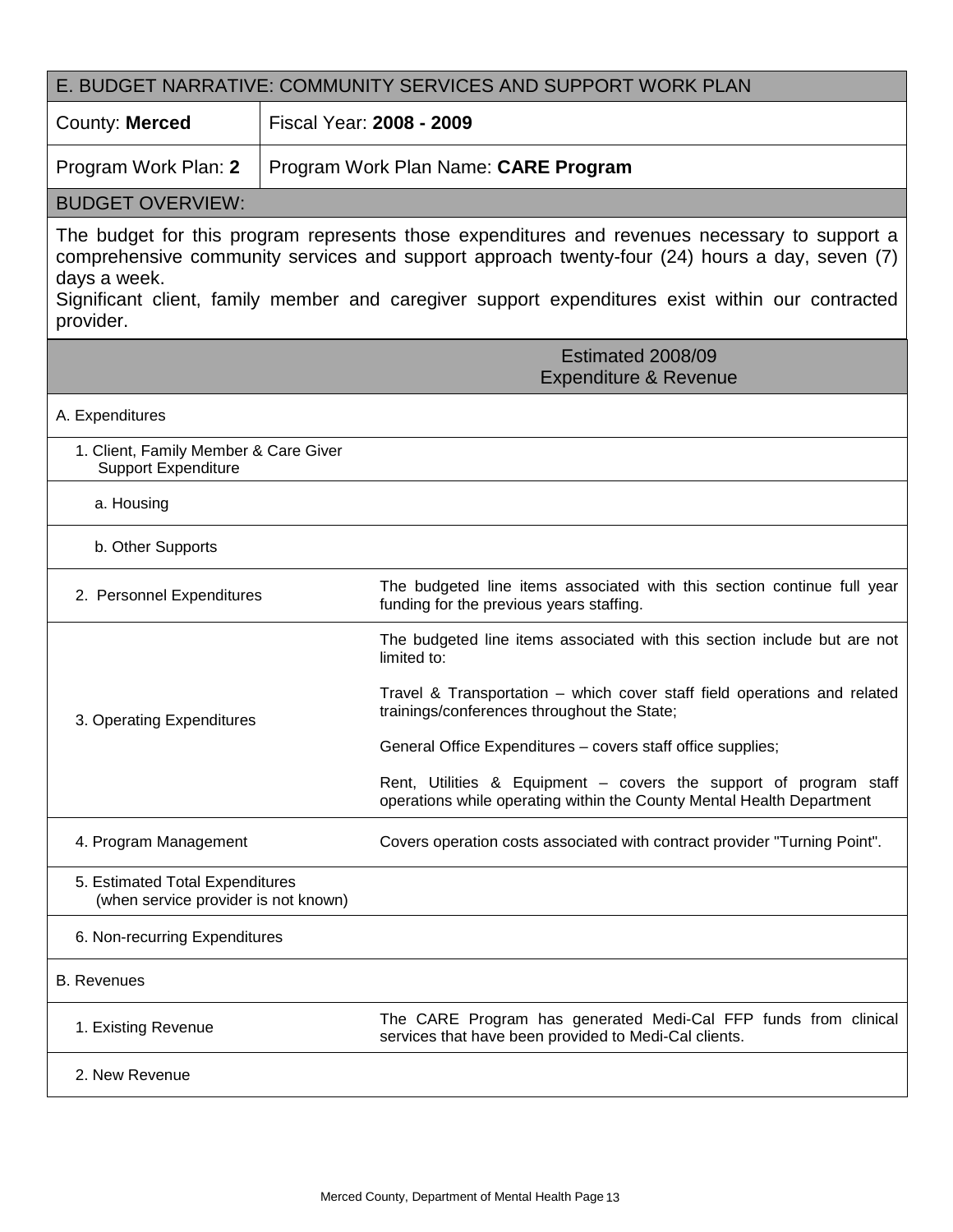## E. BUDGET NARRATIVE: COMMUNITY SERVICES AND SUPPORT WORK PLAN

| County: **Merced** | Fiscal Year: **2008 - 2009** |
| --- | --- |
| Program Work Plan: **2** | Program Work Plan Name: **CARE Program** |

### BUDGET OVERVIEW:

The budget for this program represents those expenditures and revenues necessary to support a comprehensive community services and support approach twenty-four (24) hours a day, seven (7) days a week.
Significant client, family member and caregiver support expenditures exist within our contracted provider.

| | Estimated 2008/09 Expenditure & Revenue |
| --- | --- |
| A. Expenditures | |
| 1. Client, Family Member & Care Giver Support Expenditure | |
| a. Housing | |
| b. Other Supports | |
| 2. Personnel Expenditures | The budgeted line items associated with this section continue full year funding for the previous years staffing. |
| 3. Operating Expenditures | The budgeted line items associated with this section include but are not limited to:<br><br>Travel & Transportation – which cover staff field operations and related trainings/conferences throughout the State;<br><br>General Office Expenditures – covers staff office supplies;<br><br>Rent, Utilities & Equipment – covers the support of program staff operations while operating within the County Mental Health Department |
| 4. Program Management | Covers operation costs associated with contract provider "Turning Point". |
| 5. Estimated Total Expenditures (when service provider is not known) | |
| 6. Non-recurring Expenditures | |
| B. Revenues | |
| 1. Existing Revenue | The CARE Program has generated Medi-Cal FFP funds from clinical services that have been provided to Medi-Cal clients. |
| 2. New Revenue | |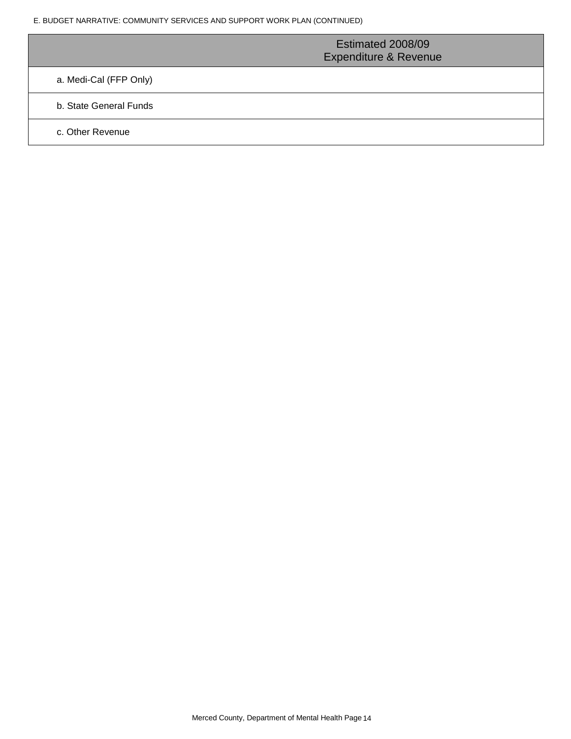E. BUDGET NARRATIVE: COMMUNITY SERVICES AND SUPPORT WORK PLAN (CONTINUED)

| | Estimated 2008/09 Expenditure & Revenue |
|---|---|
| a. Medi-Cal (FFP Only) | |
| b. State General Funds | |
| c. Other Revenue | |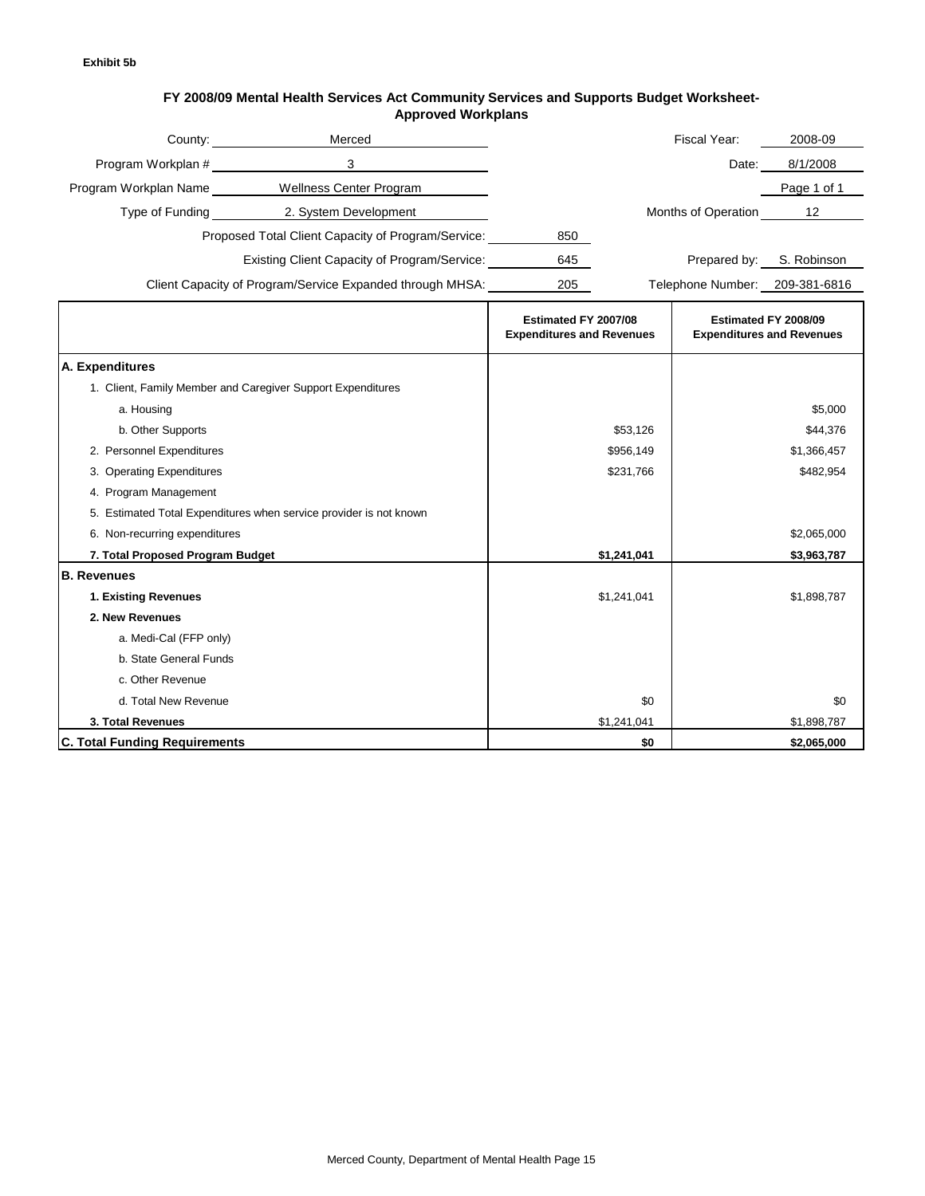**Exhibit 5b**

## FY 2008/09 Mental Health Services Act Community Services and Supports Budget Worksheet-Approved Workplans

County: Merced
Fiscal Year: 2008-09

Program Workplan #: 3
Date: 8/1/2008

Program Workplan Name: Wellness Center Program
Page 1 of 1

Type of Funding: 2. System Development
Months of Operation: 12

Proposed Total Client Capacity of Program/Service: 850

Existing Client Capacity of Program/Service: 645
Prepared by: S. Robinson

Client Capacity of Program/Service Expanded through MHSA: 205
Telephone Number: 209-381-6816

| | Estimated FY 2007/08 Expenditures and Revenues | Estimated FY 2008/09 Expenditures and Revenues |
|---|---|---|
| **A. Expenditures** | | |
| 1. Client, Family Member and Caregiver Support Expenditures | | |
| a. Housing | | $5,000 |
| b. Other Supports | $53,126 | $44,376 |
| 2. Personnel Expenditures | $956,149 | $1,366,457 |
| 3. Operating Expenditures | $231,766 | $482,954 |
| 4. Program Management | | |
| 5. Estimated Total Expenditures when service provider is not known | | |
| 6. Non-recurring expenditures | | $2,065,000 |
| **7. Total Proposed Program Budget** | **$1,241,041** | **$3,963,787** |
| **B. Revenues** | | |
| **1. Existing Revenues** | $1,241,041 | $1,898,787 |
| **2. New Revenues** | | |
| a. Medi-Cal (FFP only) | | |
| b. State General Funds | | |
| c. Other Revenue | | |
| d. Total New Revenue | $0 | $0 |
| **3. Total Revenues** | $1,241,041 | $1,898,787 |
| **C. Total Funding Requirements** | **$0** | **$2,065,000** |

Merced County, Department of Mental Health Page 15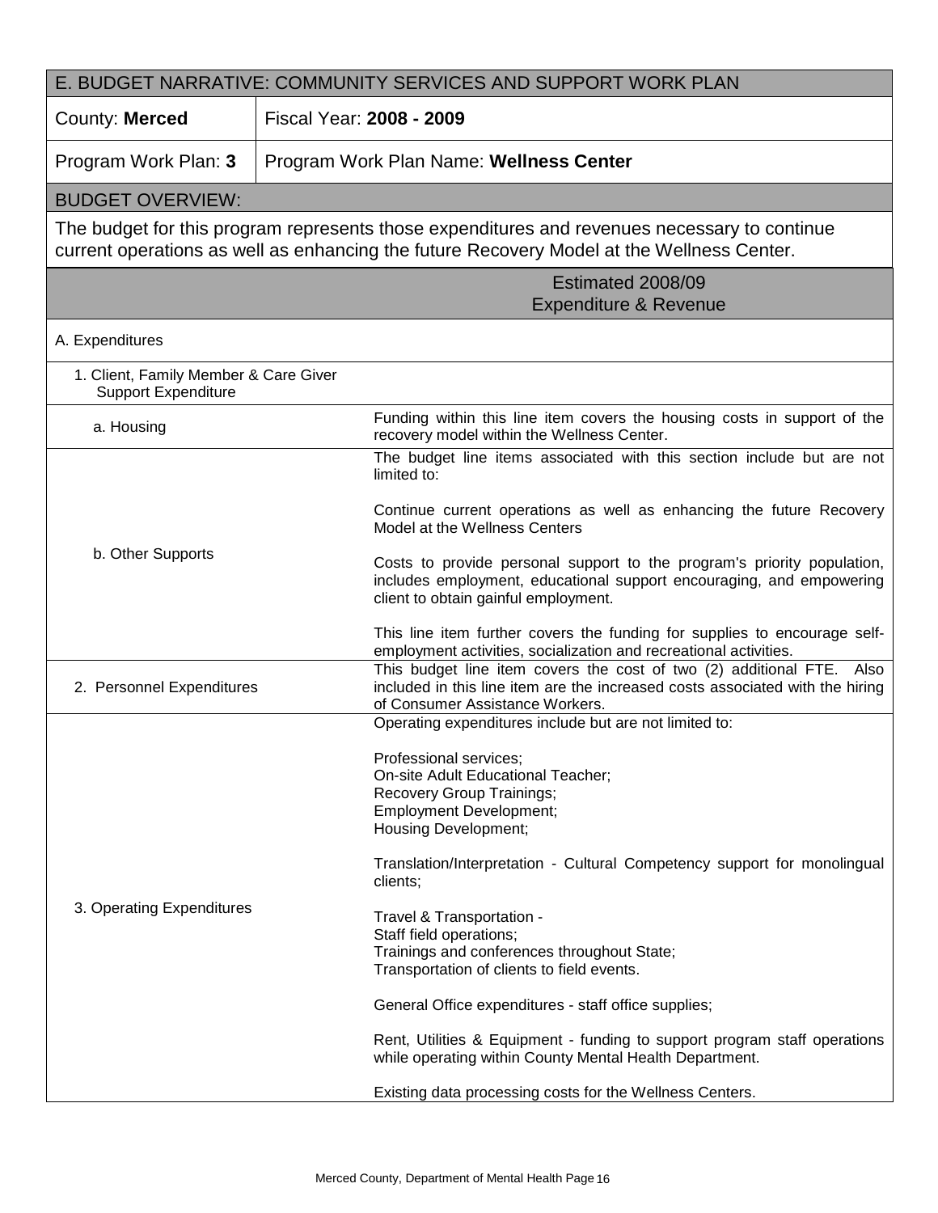## E. BUDGET NARRATIVE: COMMUNITY SERVICES AND SUPPORT WORK PLAN

| County: **Merced** | Fiscal Year: **2008 - 2009** |
|---|---|
| Program Work Plan: **3** | Program Work Plan Name: **Wellness Center** |

### BUDGET OVERVIEW:

The budget for this program represents those expenditures and revenues necessary to continue current operations as well as enhancing the future Recovery Model at the Wellness Center.

| | Estimated 2008/09 Expenditure & Revenue |
|---|---|
| A. Expenditures | |
| 1. Client, Family Member & Care Giver Support Expenditure | |
| a. Housing | Funding within this line item covers the housing costs in support of the recovery model within the Wellness Center. |
| b. Other Supports | The budget line items associated with this section include but are not limited to:<br><br>Continue current operations as well as enhancing the future Recovery Model at the Wellness Centers<br><br>Costs to provide personal support to the program's priority population, includes employment, educational support encouraging, and empowering client to obtain gainful employment.<br><br>This line item further covers the funding for supplies to encourage self-employment activities, socialization and recreational activities. |
| 2. Personnel Expenditures | This budget line item covers the cost of two (2) additional FTE. Also included in this line item are the increased costs associated with the hiring of Consumer Assistance Workers. |
| 3. Operating Expenditures | Operating expenditures include but are not limited to:<br><br>Professional services;<br>On-site Adult Educational Teacher;<br>Recovery Group Trainings;<br>Employment Development;<br>Housing Development;<br><br>Translation/Interpretation - Cultural Competency support for monolingual clients;<br><br>Travel & Transportation -<br>Staff field operations;<br>Trainings and conferences throughout State;<br>Transportation of clients to field events.<br><br>General Office expenditures - staff office supplies;<br><br>Rent, Utilities & Equipment - funding to support program staff operations while operating within County Mental Health Department.<br><br>Existing data processing costs for the Wellness Centers. |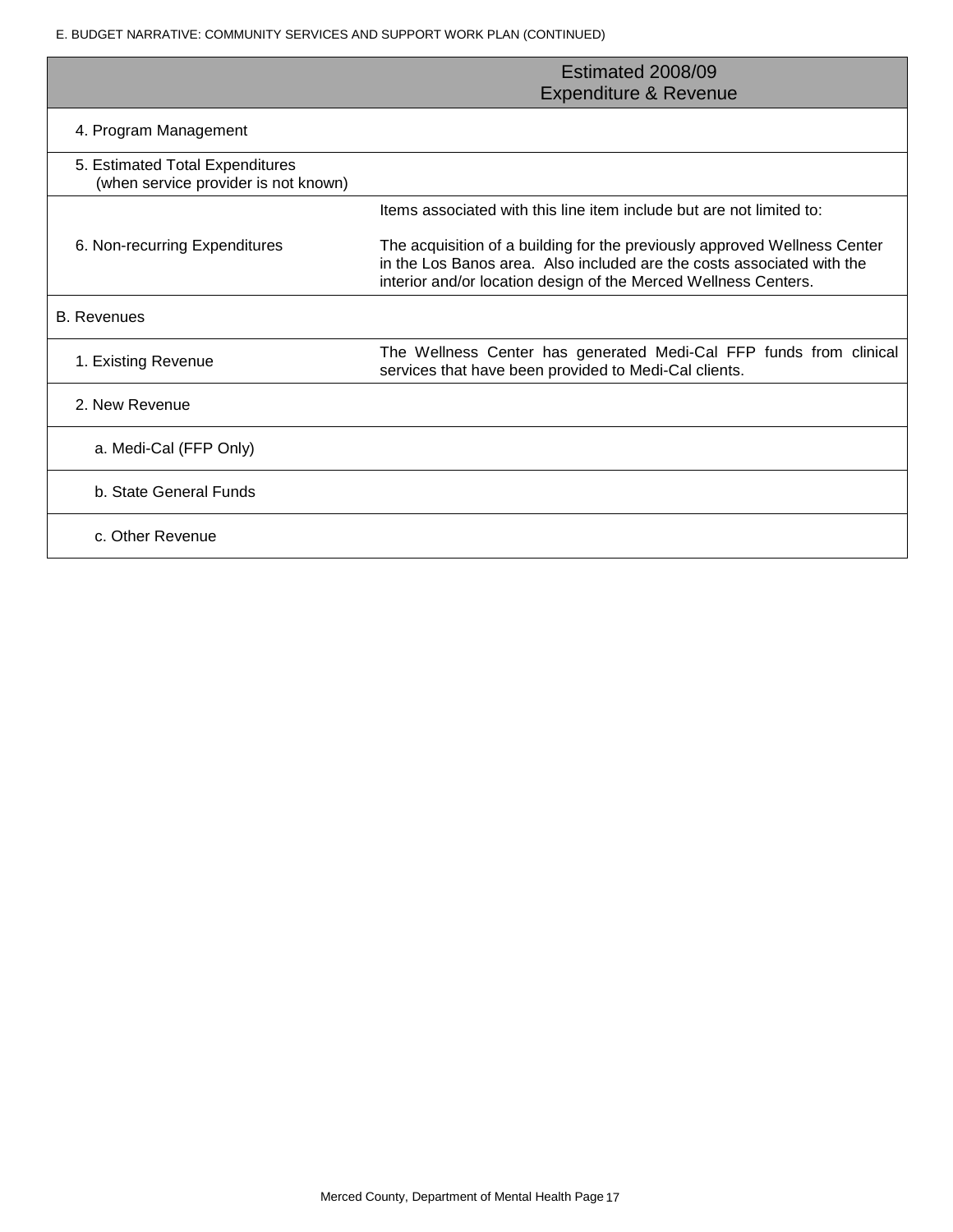E. BUDGET NARRATIVE: COMMUNITY SERVICES AND SUPPORT WORK PLAN (CONTINUED)

| | Estimated 2008/09 Expenditure & Revenue |
|---|---|
| 4. Program Management | |
| 5. Estimated Total Expenditures (when service provider is not known) | |
| 6. Non-recurring Expenditures | Items associated with this line item include but are not limited to:<br><br>The acquisition of a building for the previously approved Wellness Center in the Los Banos area. Also included are the costs associated with the interior and/or location design of the Merced Wellness Centers. |
| B. Revenues | |
| 1. Existing Revenue | The Wellness Center has generated Medi-Cal FFP funds from clinical services that have been provided to Medi-Cal clients. |
| 2. New Revenue | |
| a. Medi-Cal (FFP Only) | |
| b. State General Funds | |
| c. Other Revenue | |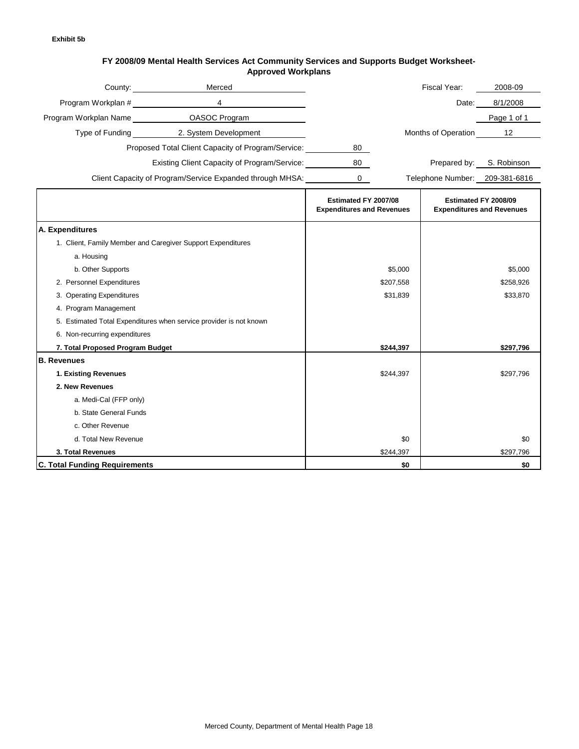**Exhibit 5b**

## FY 2008/09 Mental Health Services Act Community Services and Supports Budget Worksheet- Approved Workplans

| | | | |
|---|---|---|---|
| County: | Merced | Fiscal Year: | 2008-09 |
| Program Workplan # | 4 | Date: | 8/1/2008 |
| Program Workplan Name | OASOC Program | | Page 1 of 1 |
| Type of Funding | 2. System Development | Months of Operation | 12 |
| Proposed Total Client Capacity of Program/Service: | 80 | | |
| Existing Client Capacity of Program/Service: | 80 | Prepared by: | S. Robinson |
| Client Capacity of Program/Service Expanded through MHSA: | 0 | Telephone Number: | 209-381-6816 |

| | Estimated FY 2007/08 Expenditures and Revenues | Estimated FY 2008/09 Expenditures and Revenues |
|---|---|---|
| **A. Expenditures** | | |
| 1. Client, Family Member and Caregiver Support Expenditures | | |
| a. Housing | | |
| b. Other Supports | $5,000 | $5,000 |
| 2. Personnel Expenditures | $207,558 | $258,926 |
| 3. Operating Expenditures | $31,839 | $33,870 |
| 4. Program Management | | |
| 5. Estimated Total Expenditures when service provider is not known | | |
| 6. Non-recurring expenditures | | |
| **7. Total Proposed Program Budget** | **$244,397** | **$297,796** |
| **B. Revenues** | | |
| **1. Existing Revenues** | $244,397 | $297,796 |
| **2. New Revenues** | | |
| a. Medi-Cal (FFP only) | | |
| b. State General Funds | | |
| c. Other Revenue | | |
| d. Total New Revenue | $0 | $0 |
| **3. Total Revenues** | $244,397 | $297,796 |
| **C. Total Funding Requirements** | **$0** | **$0** |

Merced County, Department of Mental Health Page 18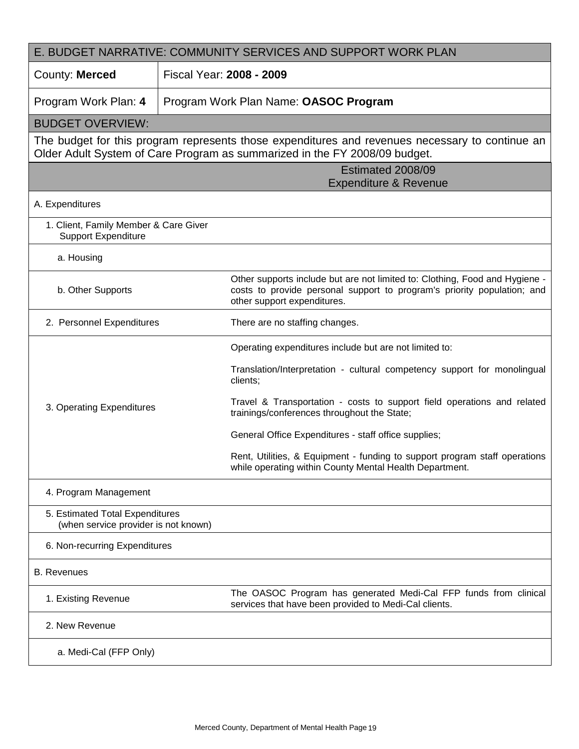## E. BUDGET NARRATIVE: COMMUNITY SERVICES AND SUPPORT WORK PLAN

| County: **Merced** | Fiscal Year: **2008 - 2009** |
|---|---|
| Program Work Plan: **4** | Program Work Plan Name: **OASOC Program** |

### BUDGET OVERVIEW:

The budget for this program represents those expenditures and revenues necessary to continue an Older Adult System of Care Program as summarized in the FY 2008/09 budget.

| | Estimated 2008/09 Expenditure & Revenue |
|---|---|
| A. Expenditures | |
| 1. Client, Family Member & Care Giver Support Expenditure | |
| a. Housing | |
| b. Other Supports | Other supports include but are not limited to: Clothing, Food and Hygiene - costs to provide personal support to program's priority population; and other support expenditures. |
| 2. Personnel Expenditures | There are no staffing changes. |
| 3. Operating Expenditures | Operating expenditures include but are not limited to:<br><br>Translation/Interpretation - cultural competency support for monolingual clients;<br><br>Travel & Transportation - costs to support field operations and related trainings/conferences throughout the State;<br><br>General Office Expenditures - staff office supplies;<br><br>Rent, Utilities, & Equipment - funding to support program staff operations while operating within County Mental Health Department. |
| 4. Program Management | |
| 5. Estimated Total Expenditures (when service provider is not known) | |
| 6. Non-recurring Expenditures | |
| B. Revenues | |
| 1. Existing Revenue | The OASOC Program has generated Medi-Cal FFP funds from clinical services that have been provided to Medi-Cal clients. |
| 2. New Revenue | |
| a. Medi-Cal (FFP Only) | |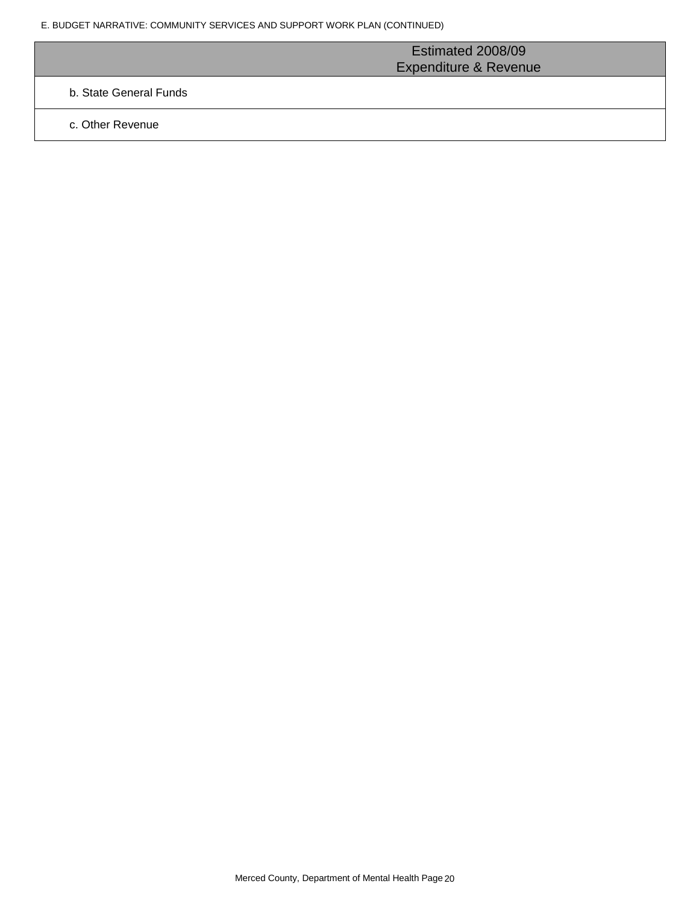E. BUDGET NARRATIVE: COMMUNITY SERVICES AND SUPPORT WORK PLAN (CONTINUED)

| | Estimated 2008/09 Expenditure & Revenue |
|---|---|
| b. State General Funds | |
| c. Other Revenue | |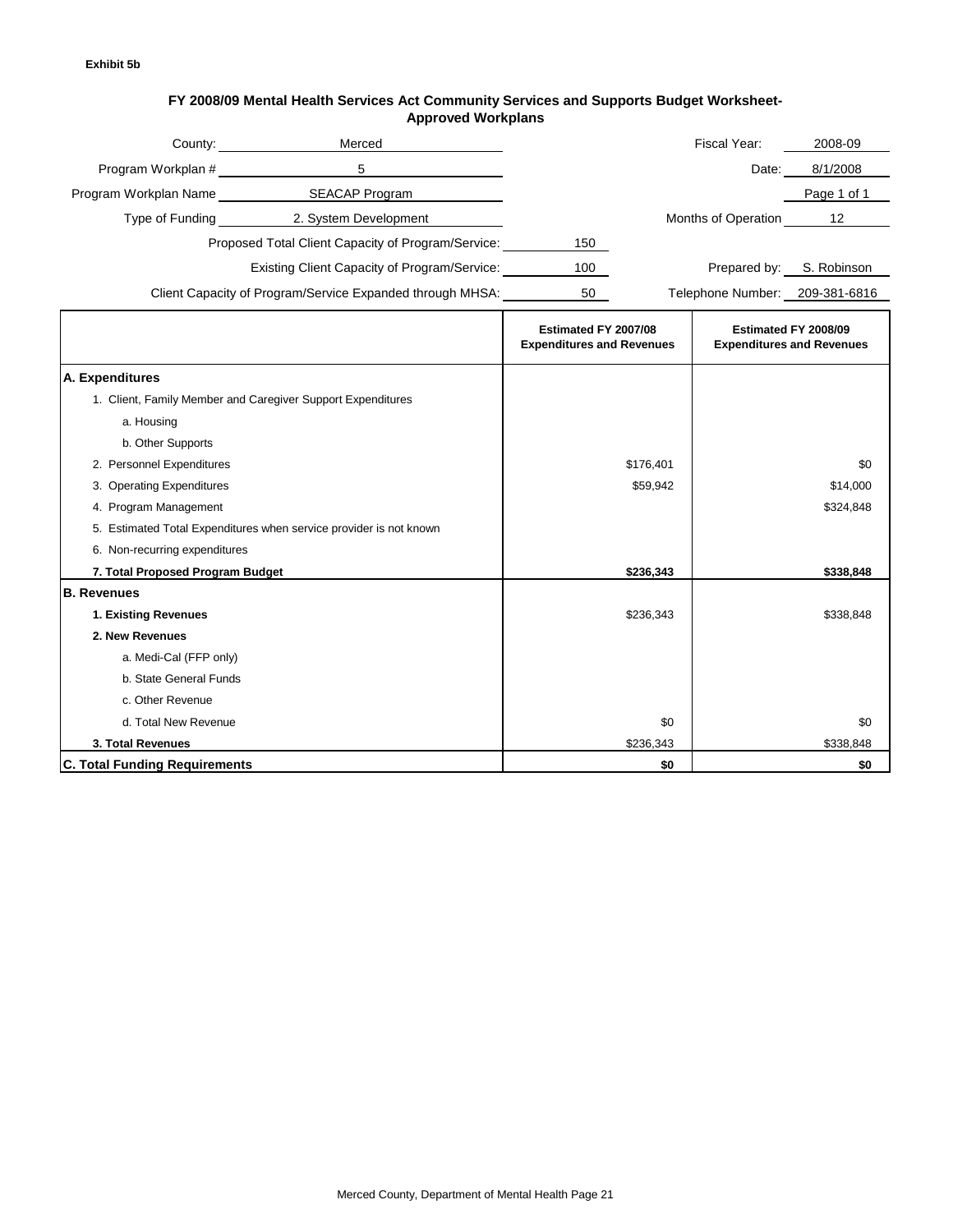**Exhibit 5b**

## FY 2008/09 Mental Health Services Act Community Services and Supports Budget Worksheet- Approved Workplans

County: Merced

Fiscal Year: 2008-09

Program Workplan #: 5

Date: 8/1/2008

Program Workplan Name: SEACAP Program

Page 1 of 1

Type of Funding: 2. System Development

Months of Operation: 12

Proposed Total Client Capacity of Program/Service: 150

Existing Client Capacity of Program/Service: 100

Prepared by: S. Robinson

Client Capacity of Program/Service Expanded through MHSA: 50

Telephone Number: 209-381-6816

| | Estimated FY 2007/08 Expenditures and Revenues | Estimated FY 2008/09 Expenditures and Revenues |
|---|---|---|
| **A. Expenditures** | | |
| 1. Client, Family Member and Caregiver Support Expenditures | | |
| a. Housing | | |
| b. Other Supports | | |
| 2. Personnel Expenditures | $176,401 | $0 |
| 3. Operating Expenditures | $59,942 | $14,000 |
| 4. Program Management | | $324,848 |
| 5. Estimated Total Expenditures when service provider is not known | | |
| 6. Non-recurring expenditures | | |
| **7. Total Proposed Program Budget** | **$236,343** | **$338,848** |
| **B. Revenues** | | |
| **1. Existing Revenues** | $236,343 | $338,848 |
| **2. New Revenues** | | |
| a. Medi-Cal (FFP only) | | |
| b. State General Funds | | |
| c. Other Revenue | | |
| d. Total New Revenue | $0 | $0 |
| **3. Total Revenues** | $236,343 | $338,848 |
| **C. Total Funding Requirements** | **$0** | **$0** |

Merced County, Department of Mental Health Page 21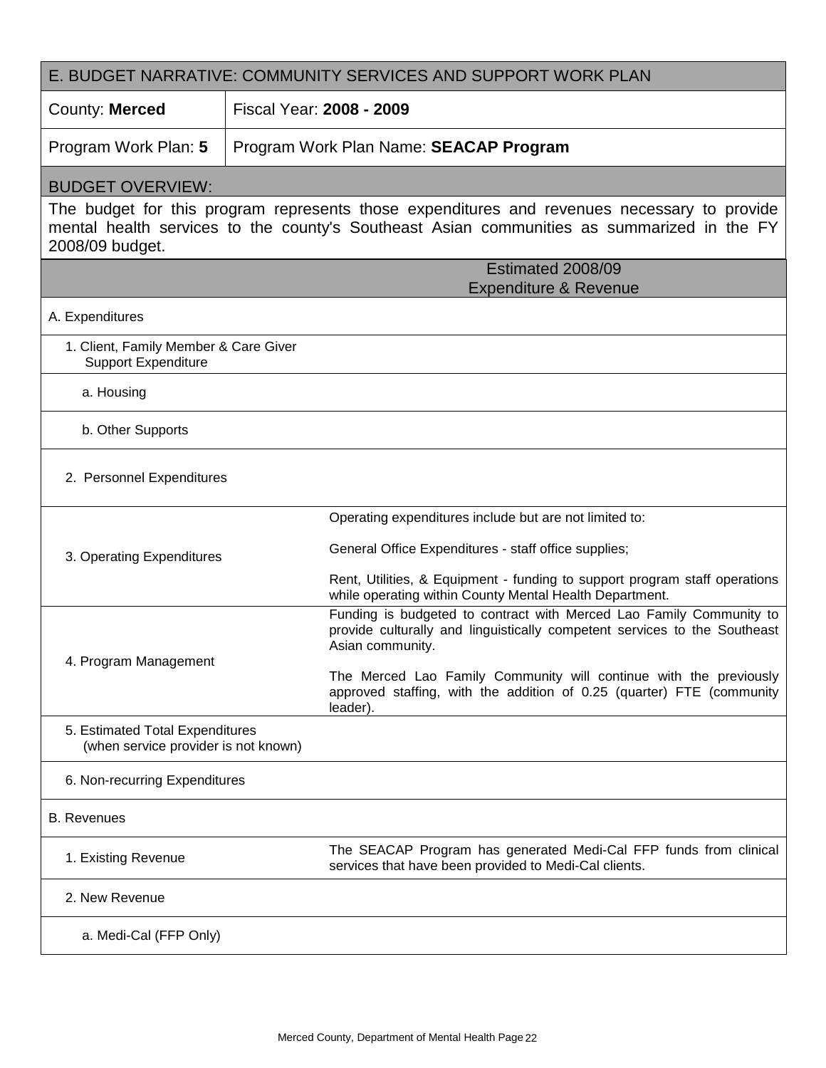| E. BUDGET NARRATIVE: COMMUNITY SERVICES AND SUPPORT WORK PLAN | |
|---|---|
| County: **Merced** | Fiscal Year: **2008 - 2009** |
| Program Work Plan: **5** | Program Work Plan Name: **SEACAP Program** |

**BUDGET OVERVIEW:**

The budget for this program represents those expenditures and revenues necessary to provide mental health services to the county's Southeast Asian communities as summarized in the FY 2008/09 budget.

| | Estimated 2008/09 Expenditure & Revenue |
|---|---|
| A. Expenditures | |
| 1. Client, Family Member & Care Giver Support Expenditure | |
| a. Housing | |
| b. Other Supports | |
| 2. Personnel Expenditures | |
| 3. Operating Expenditures | Operating expenditures include but are not limited to:<br><br>General Office Expenditures - staff office supplies;<br><br>Rent, Utilities, & Equipment - funding to support program staff operations while operating within County Mental Health Department. |
| 4. Program Management | Funding is budgeted to contract with Merced Lao Family Community to provide culturally and linguistically competent services to the Southeast Asian community.<br><br>The Merced Lao Family Community will continue with the previously approved staffing, with the addition of 0.25 (quarter) FTE (community leader). |
| 5. Estimated Total Expenditures (when service provider is not known) | |
| 6. Non-recurring Expenditures | |
| B. Revenues | |
| 1. Existing Revenue | The SEACAP Program has generated Medi-Cal FFP funds from clinical services that have been provided to Medi-Cal clients. |
| 2. New Revenue | |
| a. Medi-Cal (FFP Only) | |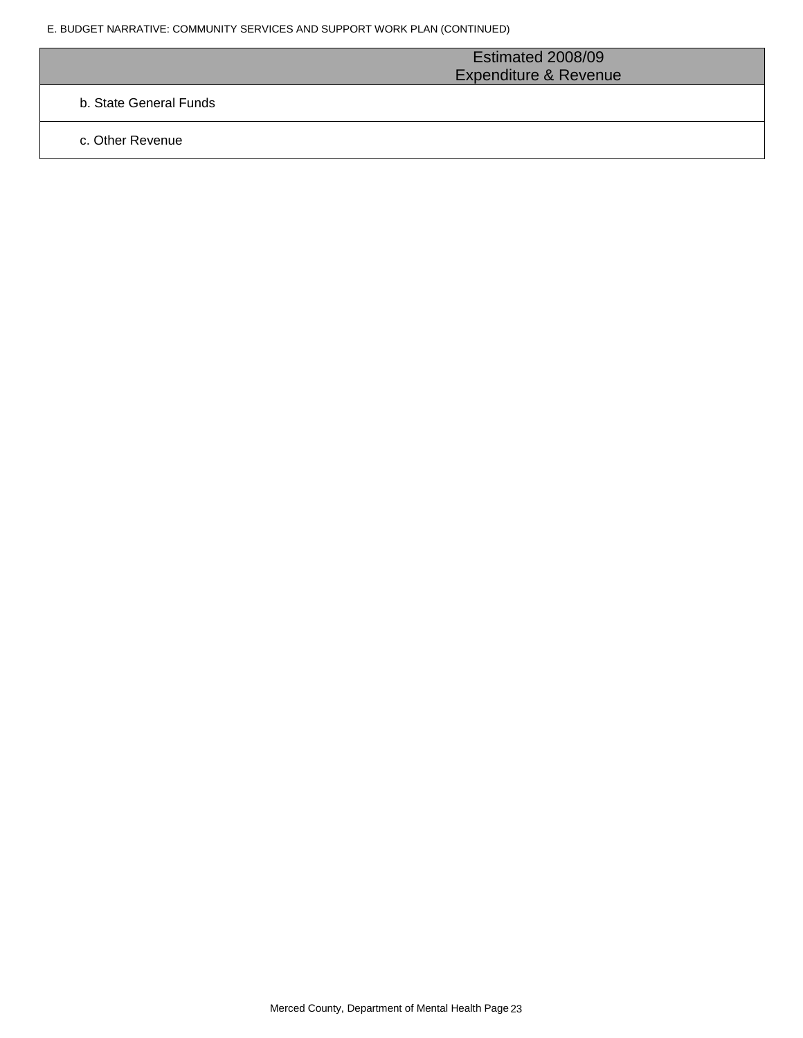E. BUDGET NARRATIVE: COMMUNITY SERVICES AND SUPPORT WORK PLAN (CONTINUED)

| | Estimated 2008/09 Expenditure & Revenue |
|---|---|
| b. State General Funds | |
| c. Other Revenue | |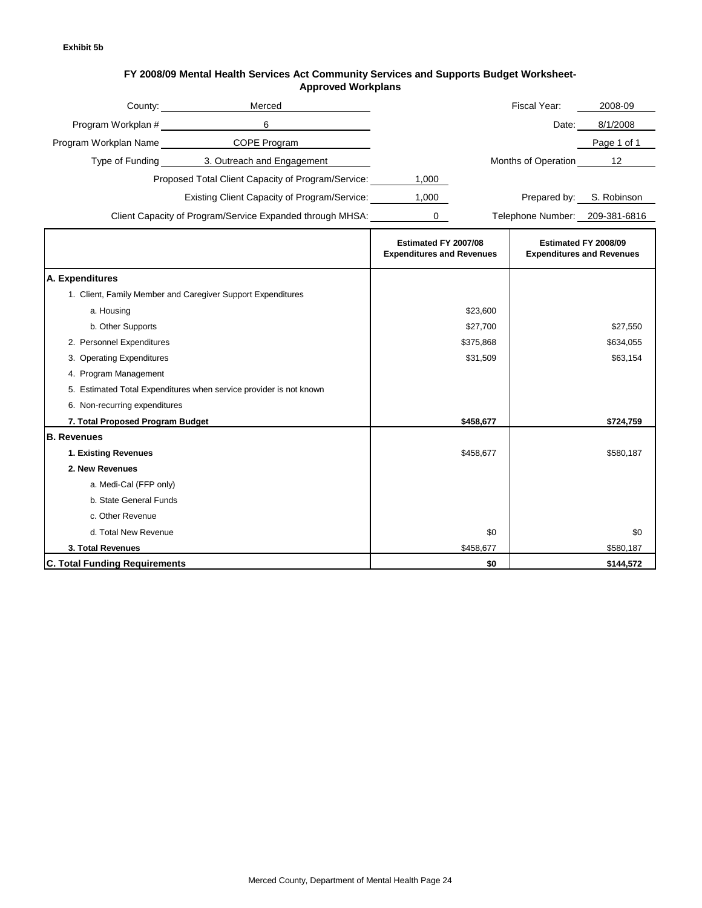**Exhibit 5b**

## FY 2008/09 Mental Health Services Act Community Services and Supports Budget Worksheet-Approved Workplans

County: Merced

Fiscal Year: 2008-09

Program Workplan #: 6

Date: 8/1/2008

Program Workplan Name: COPE Program

Page 1 of 1

Type of Funding: 3. Outreach and Engagement

Months of Operation: 12

Proposed Total Client Capacity of Program/Service: 1,000

Existing Client Capacity of Program/Service: 1,000

Prepared by: S. Robinson

Client Capacity of Program/Service Expanded through MHSA: 0

Telephone Number: 209-381-6816

| | Estimated FY 2007/08 Expenditures and Revenues | Estimated FY 2008/09 Expenditures and Revenues |
|---|---|---|
| **A. Expenditures** | | |
| 1. Client, Family Member and Caregiver Support Expenditures | | |
| a. Housing | $23,600 | |
| b. Other Supports | $27,700 | $27,550 |
| 2. Personnel Expenditures | $375,868 | $634,055 |
| 3. Operating Expenditures | $31,509 | $63,154 |
| 4. Program Management | | |
| 5. Estimated Total Expenditures when service provider is not known | | |
| 6. Non-recurring expenditures | | |
| **7. Total Proposed Program Budget** | **$458,677** | **$724,759** |
| **B. Revenues** | | |
| **1. Existing Revenues** | $458,677 | $580,187 |
| **2. New Revenues** | | |
| a. Medi-Cal (FFP only) | | |
| b. State General Funds | | |
| c. Other Revenue | | |
| d. Total New Revenue | $0 | $0 |
| **3. Total Revenues** | $458,677 | $580,187 |
| **C. Total Funding Requirements** | **$0** | **$144,572** |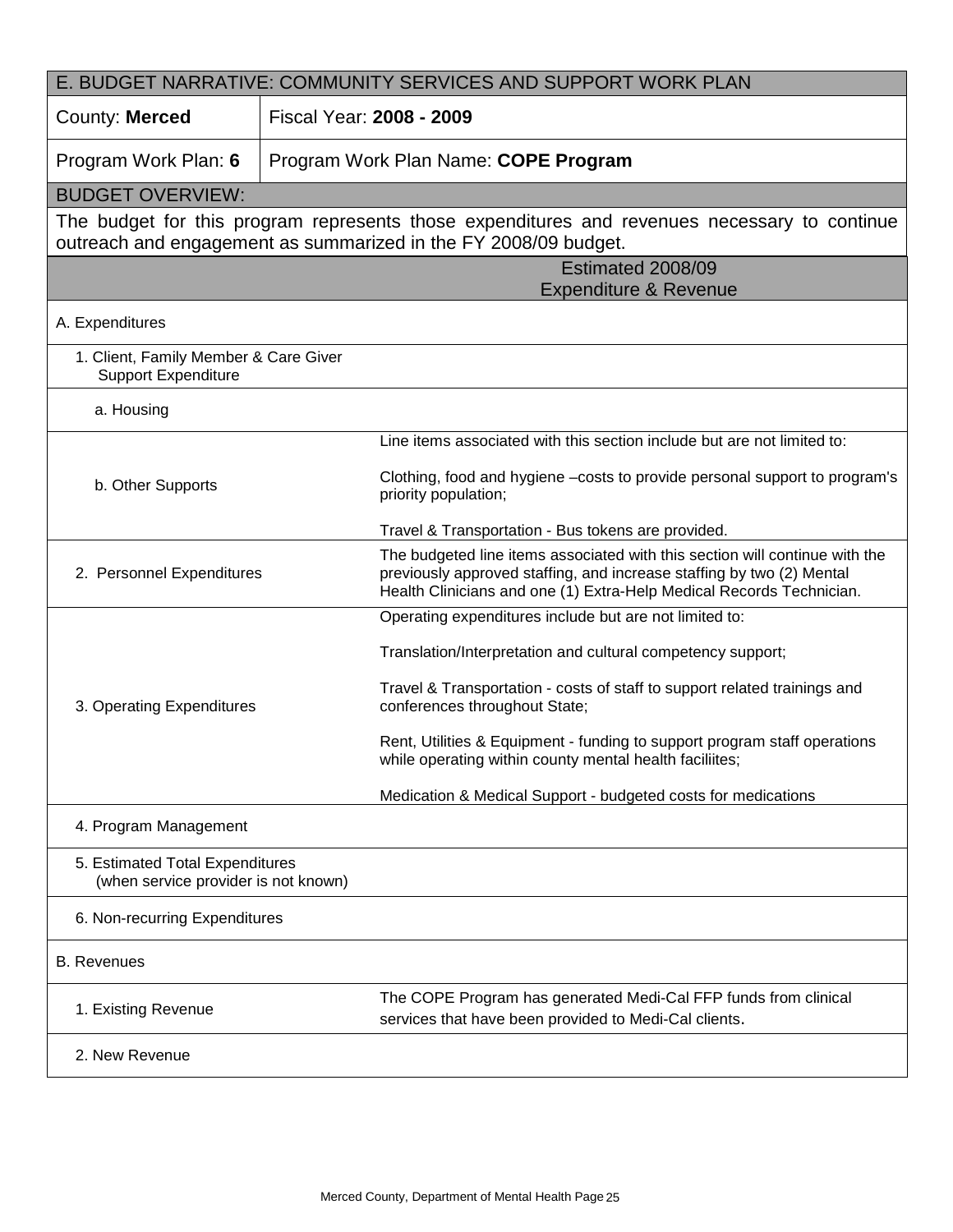## E. BUDGET NARRATIVE: COMMUNITY SERVICES AND SUPPORT WORK PLAN

| County: **Merced** | Fiscal Year: **2008 - 2009** |
|---|---|
| Program Work Plan: **6** | Program Work Plan Name: **COPE Program** |

**BUDGET OVERVIEW:**

The budget for this program represents those expenditures and revenues necessary to continue outreach and engagement as summarized in the FY 2008/09 budget.

| | Estimated 2008/09 Expenditure & Revenue |
|---|---|
| A. Expenditures | |
| 1. Client, Family Member & Care Giver Support Expenditure | |
| a. Housing | |
| b. Other Supports | Line items associated with this section include but are not limited to:<br><br>Clothing, food and hygiene –costs to provide personal support to program's priority population;<br><br>Travel & Transportation - Bus tokens are provided. |
| 2. Personnel Expenditures | The budgeted line items associated with this section will continue with the previously approved staffing, and increase staffing by two (2) Mental Health Clinicians and one (1) Extra-Help Medical Records Technician. |
| 3. Operating Expenditures | Operating expenditures include but are not limited to:<br><br>Translation/Interpretation and cultural competency support;<br><br>Travel & Transportation - costs of staff to support related trainings and conferences throughout State;<br><br>Rent, Utilities & Equipment - funding to support program staff operations while operating within county mental health faciliites;<br><br>Medication & Medical Support - budgeted costs for medications |
| 4. Program Management | |
| 5. Estimated Total Expenditures (when service provider is not known) | |
| 6. Non-recurring Expenditures | |
| B. Revenues | |
| 1. Existing Revenue | The COPE Program has generated Medi-Cal FFP funds from clinical services that have been provided to Medi-Cal clients. |
| 2. New Revenue | |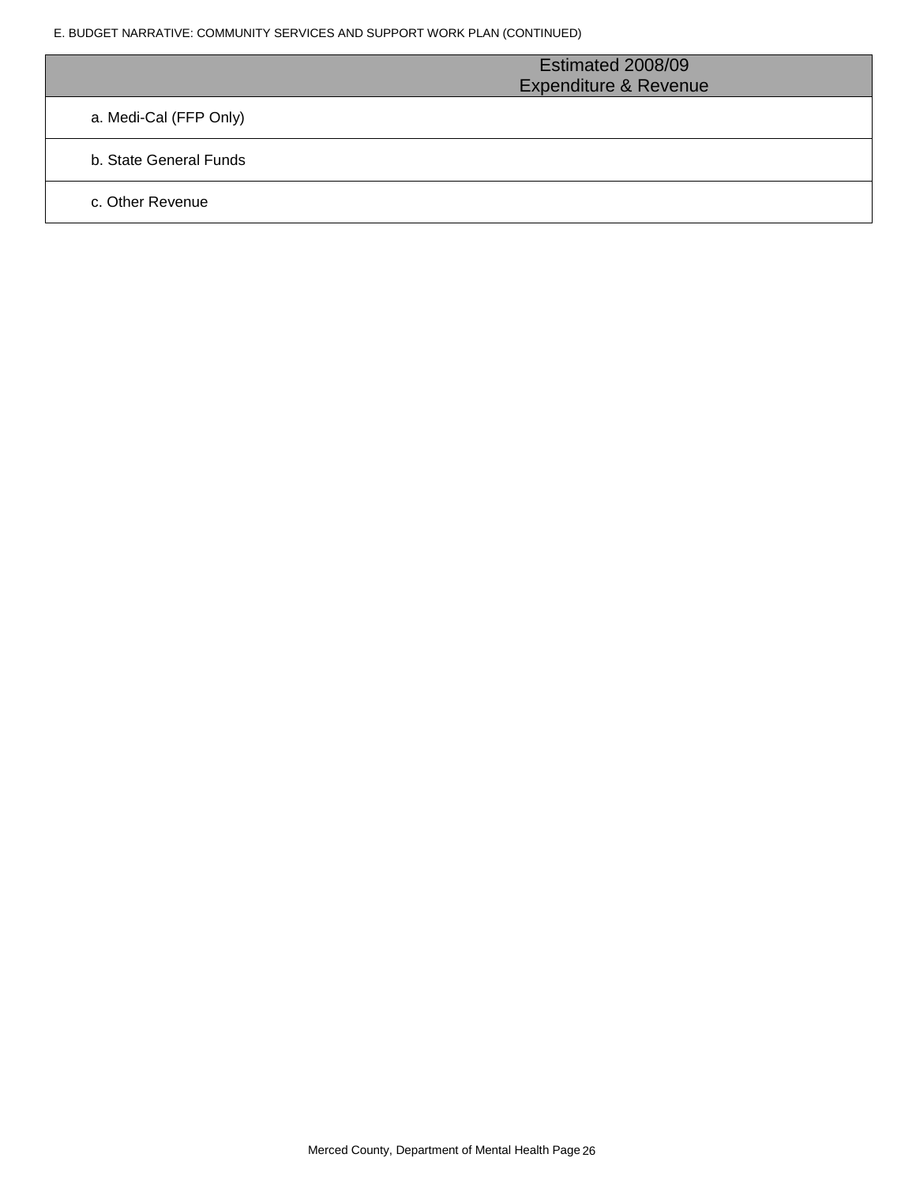E. BUDGET NARRATIVE: COMMUNITY SERVICES AND SUPPORT WORK PLAN (CONTINUED)

| | Estimated 2008/09 Expenditure & Revenue |
|---|---|
| a. Medi-Cal (FFP Only) | |
| b. State General Funds | |
| c. Other Revenue | |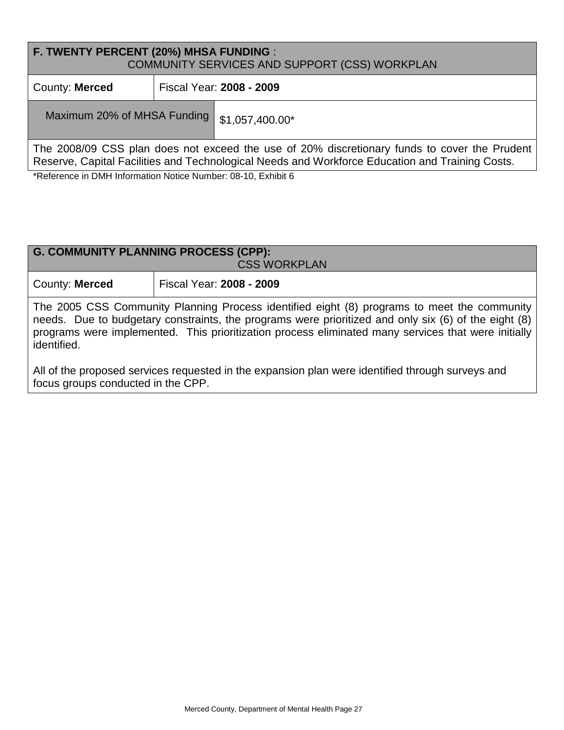| **F. TWENTY PERCENT (20%) MHSA FUNDING** : COMMUNITY SERVICES AND SUPPORT (CSS) WORKPLAN | |
|---|---|
| County: **Merced** | Fiscal Year: **2008 - 2009** |
| Maximum 20% of MHSA Funding | $1,057,400.00* |
| The 2008/09 CSS plan does not exceed the use of 20% discretionary funds to cover the Prudent Reserve, Capital Facilities and Technological Needs and Workforce Education and Training Costs. | |

*Reference in DMH Information Notice Number: 08-10, Exhibit 6

| **G. COMMUNITY PLANNING PROCESS (CPP):** CSS WORKPLAN | |
|---|---|
| County: **Merced** | Fiscal Year: **2008 - 2009** |

The 2005 CSS Community Planning Process identified eight (8) programs to meet the community needs. Due to budgetary constraints, the programs were prioritized and only six (6) of the eight (8) programs were implemented. This prioritization process eliminated many services that were initially identified.

All of the proposed services requested in the expansion plan were identified through surveys and focus groups conducted in the CPP.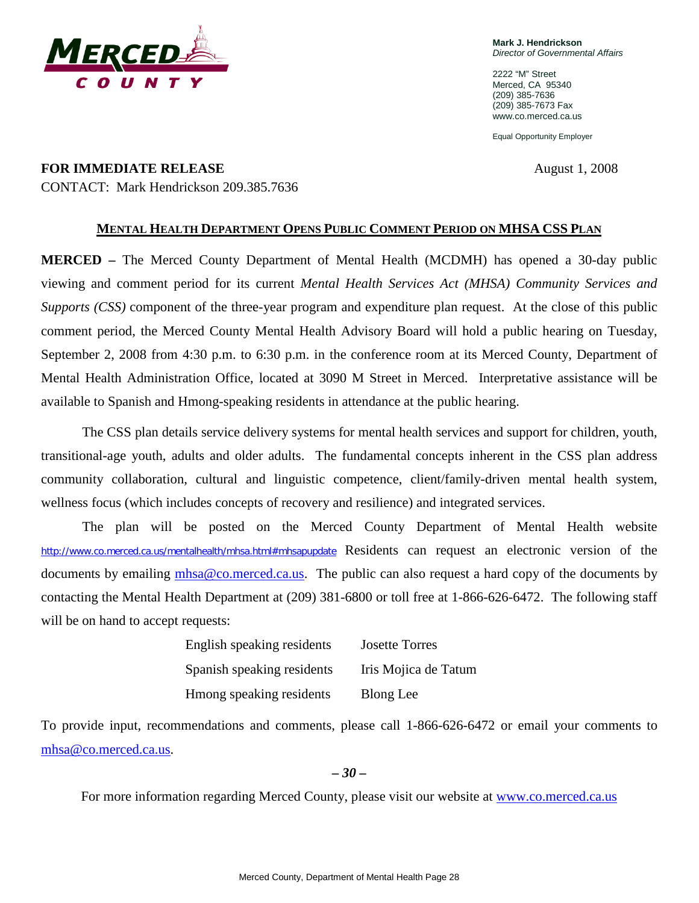**MERCED COUNTY**

**Mark J. Hendrickson**
*Director of Governmental Affairs*

2222 "M" Street
Merced, CA 95340
(209) 385-7636
(209) 385-7673 Fax
www.co.merced.ca.us

Equal Opportunity Employer

**FOR IMMEDIATE RELEASE** August 1, 2008

CONTACT: Mark Hendrickson 209.385.7636

## MENTAL HEALTH DEPARTMENT OPENS PUBLIC COMMENT PERIOD ON MHSA CSS PLAN

**MERCED –** The Merced County Department of Mental Health (MCDMH) has opened a 30-day public viewing and comment period for its current *Mental Health Services Act (MHSA) Community Services and Supports (CSS)* component of the three-year program and expenditure plan request. At the close of this public comment period, the Merced County Mental Health Advisory Board will hold a public hearing on Tuesday, September 2, 2008 from 4:30 p.m. to 6:30 p.m. in the conference room at its Merced County, Department of Mental Health Administration Office, located at 3090 M Street in Merced. Interpretative assistance will be available to Spanish and Hmong-speaking residents in attendance at the public hearing.

The CSS plan details service delivery systems for mental health services and support for children, youth, transitional-age youth, adults and older adults. The fundamental concepts inherent in the CSS plan address community collaboration, cultural and linguistic competence, client/family-driven mental health system, wellness focus (which includes concepts of recovery and resilience) and integrated services.

The plan will be posted on the Merced County Department of Mental Health website http://www.co.merced.ca.us/mentalhealth/mhsa.html#mhsapupdate Residents can request an electronic version of the documents by emailing mhsa@co.merced.ca.us. The public can also request a hard copy of the documents by contacting the Mental Health Department at (209) 381-6800 or toll free at 1-866-626-6472. The following staff will be on hand to accept requests:

| | |
|---|---|
| English speaking residents | Josette Torres |
| Spanish speaking residents | Iris Mojica de Tatum |
| Hmong speaking residents | Blong Lee |

To provide input, recommendations and comments, please call 1-866-626-6472 or email your comments to mhsa@co.merced.ca.us.

***– 30 –***

For more information regarding Merced County, please visit our website at www.co.merced.ca.us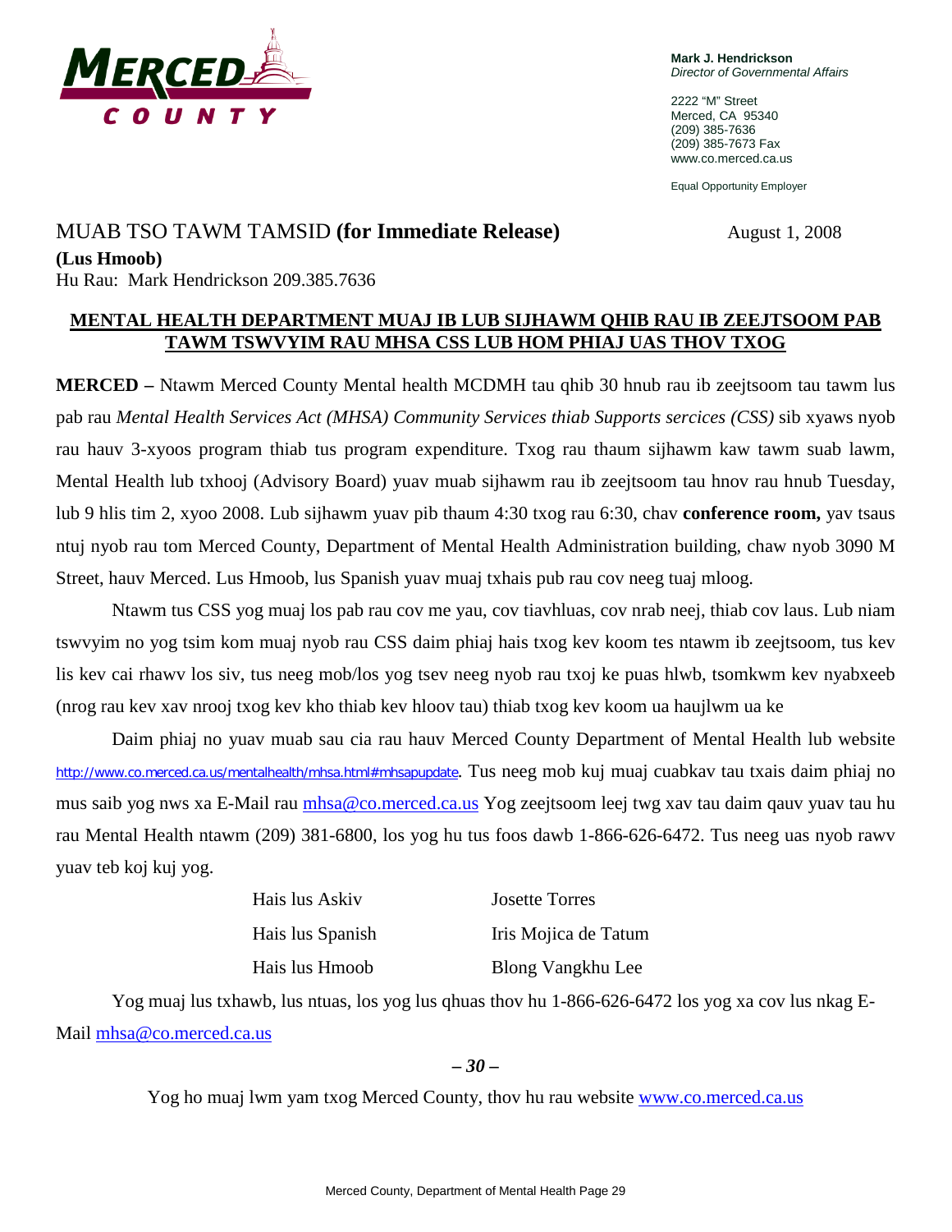**MERCED COUNTY**

**Mark J. Hendrickson**
*Director of Governmental Affairs*

2222 "M" Street
Merced, CA 95340
(209) 385-7636
(209) 385-7673 Fax
www.co.merced.ca.us

Equal Opportunity Employer

MUAB TSO TAWM TAMSID **(for Immediate Release)** August 1, 2008

**(Lus Hmoob)**

Hu Rau: Mark Hendrickson 209.385.7636

**MENTAL HEALTH DEPARTMENT MUAJ IB LUB SIJHAWM QHIB RAU IB ZEEJTSOOM PAB TAWM TSWVYIM RAU MHSA CSS LUB HOM PHIAJ UAS THOV TXOG**

**MERCED –** Ntawm Merced County Mental health MCDMH tau qhib 30 hnub rau ib zeejtsoom tau tawm lus pab rau *Mental Health Services Act (MHSA) Community Services thiab Supports sercices (CSS)* sib xyaws nyob rau hauv 3-xyoos program thiab tus program expenditure. Txog rau thaum sijhawm kaw tawm suab lawm, Mental Health lub txhooj (Advisory Board) yuav muab sijhawm rau ib zeejtsoom tau hnov rau hnub Tuesday, lub 9 hlis tim 2, xyoo 2008. Lub sijhawm yuav pib thaum 4:30 txog rau 6:30, chav **conference room,** yav tsaus ntuj nyob rau tom Merced County, Department of Mental Health Administration building, chaw nyob 3090 M Street, hauv Merced. Lus Hmoob, lus Spanish yuav muaj txhais pub rau cov neeg tuaj mloog.

Ntawm tus CSS yog muaj los pab rau cov me yau, cov tiavhluas, cov nrab neej, thiab cov laus. Lub niam tswvyim no yog tsim kom muaj nyob rau CSS daim phiaj hais txog kev koom tes ntawm ib zeejtsoom, tus kev lis kev cai rhawv los siv, tus neeg mob/los yog tsev neeg nyob rau txoj ke puas hlwb, tsomkwm kev nyabxeeb (nrog rau kev xav nrooj txog kev kho thiab kev hloov tau) thiab txog kev koom ua haujlwm ua ke

Daim phiaj no yuav muab sau cia rau hauv Merced County Department of Mental Health lub website http://www.co.merced.ca.us/mentalhealth/mhsa.html#mhsapupdate. Tus neeg mob kuj muaj cuabkav tau txais daim phiaj no mus saib yog nws xa E-Mail rau mhsa@co.merced.ca.us Yog zeejtsoom leej twg xav tau daim qauv yuav tau hu rau Mental Health ntawm (209) 381-6800, los yog hu tus foos dawb 1-866-626-6472. Tus neeg uas nyob rawv yuav teb koj kuj yog.

| | |
|---|---|
| Hais lus Askiv | Josette Torres |
| Hais lus Spanish | Iris Mojica de Tatum |
| Hais lus Hmoob | Blong Vangkhu Lee |

Yog muaj lus txhawb, lus ntuas, los yog lus qhuas thov hu 1-866-626-6472 los yog xa cov lus nkag E-Mail mhsa@co.merced.ca.us

***– 30 –***

Yog ho muaj lwm yam txog Merced County, thov hu rau website www.co.merced.ca.us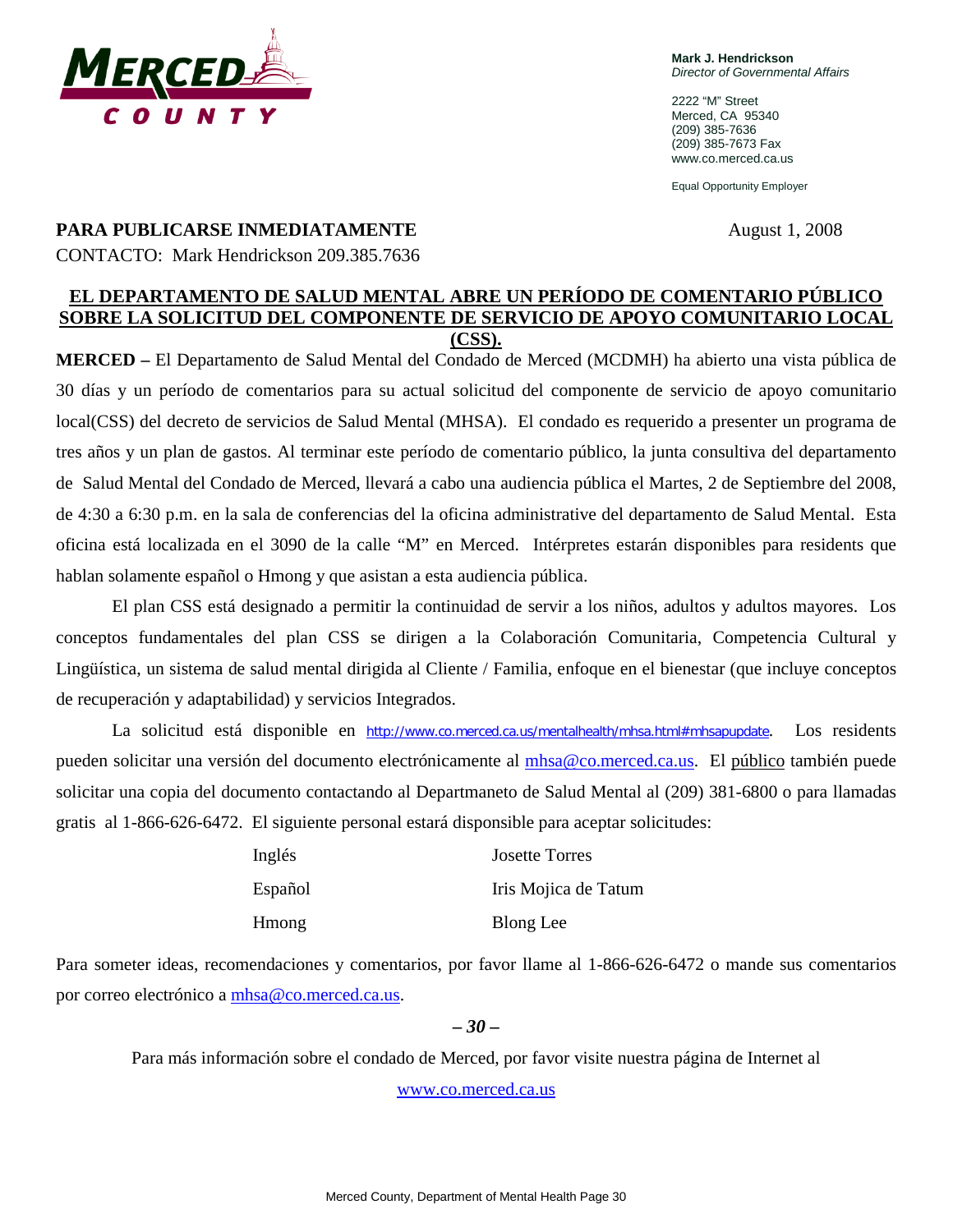**Mark J. Hendrickson**
*Director of Governmental Affairs*

2222 "M" Street
Merced, CA 95340
(209) 385-7636
(209) 385-7673 Fax
www.co.merced.ca.us

Equal Opportunity Employer

**PARA PUBLICARSE INMEDIATAMENTE** August 1, 2008

CONTACTO: Mark Hendrickson 209.385.7636

## EL DEPARTAMENTO DE SALUD MENTAL ABRE UN PERÍODO DE COMENTARIO PÚBLICO SOBRE LA SOLICITUD DEL COMPONENTE DE SERVICIO DE APOYO COMUNITARIO LOCAL (CSS).

**MERCED –** El Departamento de Salud Mental del Condado de Merced (MCDMH) ha abierto una vista pública de 30 días y un período de comentarios para su actual solicitud del componente de servicio de apoyo comunitario local(CSS) del decreto de servicios de Salud Mental (MHSA). El condado es requerido a presenter un programa de tres años y un plan de gastos. Al terminar este período de comentario público, la junta consultiva del departamento de Salud Mental del Condado de Merced, llevará a cabo una audiencia pública el Martes, 2 de Septiembre del 2008, de 4:30 a 6:30 p.m. en la sala de conferencias del la oficina administrative del departamento de Salud Mental. Esta oficina está localizada en el 3090 de la calle "M" en Merced. Intérpretes estarán disponibles para residents que hablan solamente español o Hmong y que asistan a esta audiencia pública.

El plan CSS está designado a permitir la continuidad de servir a los niños, adultos y adultos mayores. Los conceptos fundamentales del plan CSS se dirigen a la Colaboración Comunitaria, Competencia Cultural y Lingüística, un sistema de salud mental dirigida al Cliente / Familia, enfoque en el bienestar (que incluye conceptos de recuperación y adaptabilidad) y servicios Integrados.

La solicitud está disponible en http://www.co.merced.ca.us/mentalhealth/mhsa.html#mhsapupdate. Los residents pueden solicitar una versión del documento electrónicamente al mhsa@co.merced.ca.us. El público también puede solicitar una copia del documento contactando al Departmaneto de Salud Mental al (209) 381-6800 o para llamadas gratis al 1-866-626-6472. El siguiente personal estará disponsible para aceptar solicitudes:

| | |
|---|---|
| Inglés | Josette Torres |
| Español | Iris Mojica de Tatum |
| Hmong | Blong Lee |

Para someter ideas, recomendaciones y comentarios, por favor llame al 1-866-626-6472 o mande sus comentarios por correo electrónico a mhsa@co.merced.ca.us.

***– 30 –***

Para más información sobre el condado de Merced, por favor visite nuestra página de Internet al www.co.merced.ca.us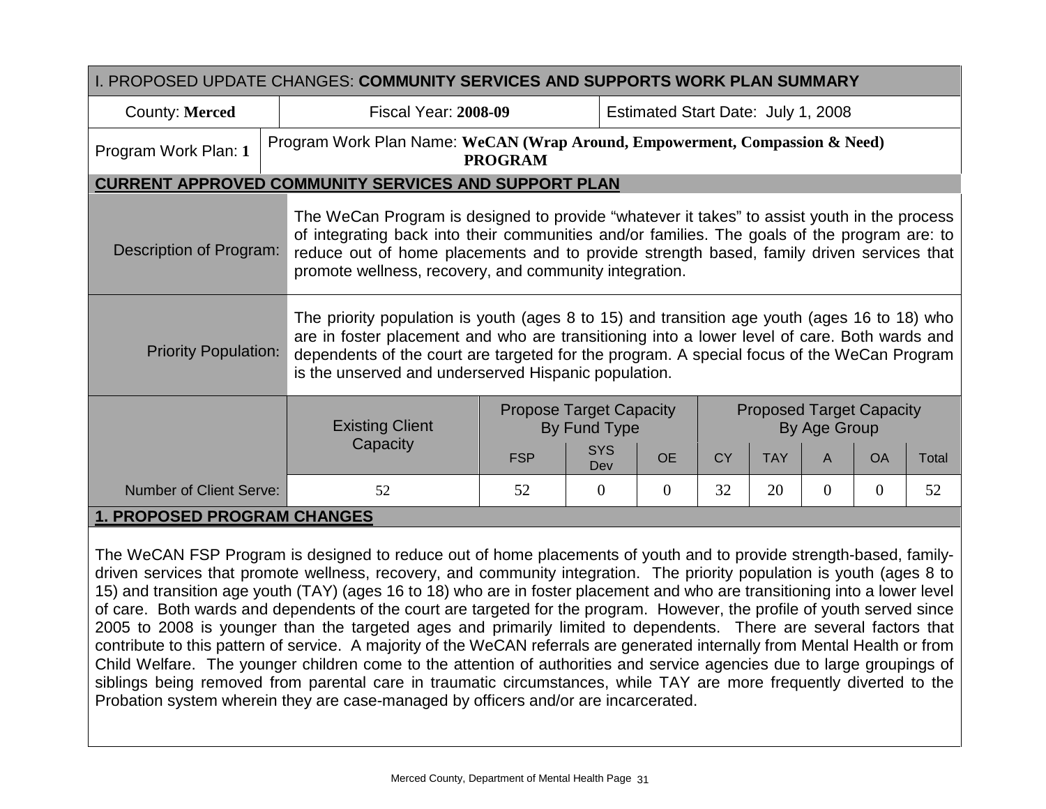## I. PROPOSED UPDATE CHANGES: **COMMUNITY SERVICES AND SUPPORTS WORK PLAN SUMMARY**

| County: **Merced** | Fiscal Year: **2008-09** | Estimated Start Date: July 1, 2008 |
|---|---|---|
| Program Work Plan: **1** | Program Work Plan Name: **WeCAN (Wrap Around, Empowerment, Compassion & Need) PROGRAM** | |

### CURRENT APPROVED COMMUNITY SERVICES AND SUPPORT PLAN

| | |
|---|---|
| Description of Program: | The WeCan Program is designed to provide "whatever it takes" to assist youth in the process of integrating back into their communities and/or families. The goals of the program are: to reduce out of home placements and to provide strength based, family driven services that promote wellness, recovery, and community integration. |
| Priority Population: | The priority population is youth (ages 8 to 15) and transition age youth (ages 16 to 18) who are in foster placement and who are transitioning into a lower level of care. Both wards and dependents of the court are targeted for the program. A special focus of the WeCan Program is the unserved and underserved Hispanic population. |

| | Existing Client Capacity | Propose Target Capacity By Fund Type | | | Proposed Target Capacity By Age Group | | | | |
|---|---|---|---|---|---|---|---|---|---|
| | | FSP | SYS Dev | OE | CY | TAY | A | OA | Total |
| Number of Client Serve: | 52 | 52 | 0 | 0 | 32 | 20 | 0 | 0 | 52 |

### 1. PROPOSED PROGRAM CHANGES

The WeCAN FSP Program is designed to reduce out of home placements of youth and to provide strength-based, family-driven services that promote wellness, recovery, and community integration. The priority population is youth (ages 8 to 15) and transition age youth (TAY) (ages 16 to 18) who are in foster placement and who are transitioning into a lower level of care. Both wards and dependents of the court are targeted for the program. However, the profile of youth served since 2005 to 2008 is younger than the targeted ages and primarily limited to dependents. There are several factors that contribute to this pattern of service. A majority of the WeCAN referrals are generated internally from Mental Health or from Child Welfare. The younger children come to the attention of authorities and service agencies due to large groupings of siblings being removed from parental care in traumatic circumstances, while TAY are more frequently diverted to the Probation system wherein they are case-managed by officers and/or are incarcerated.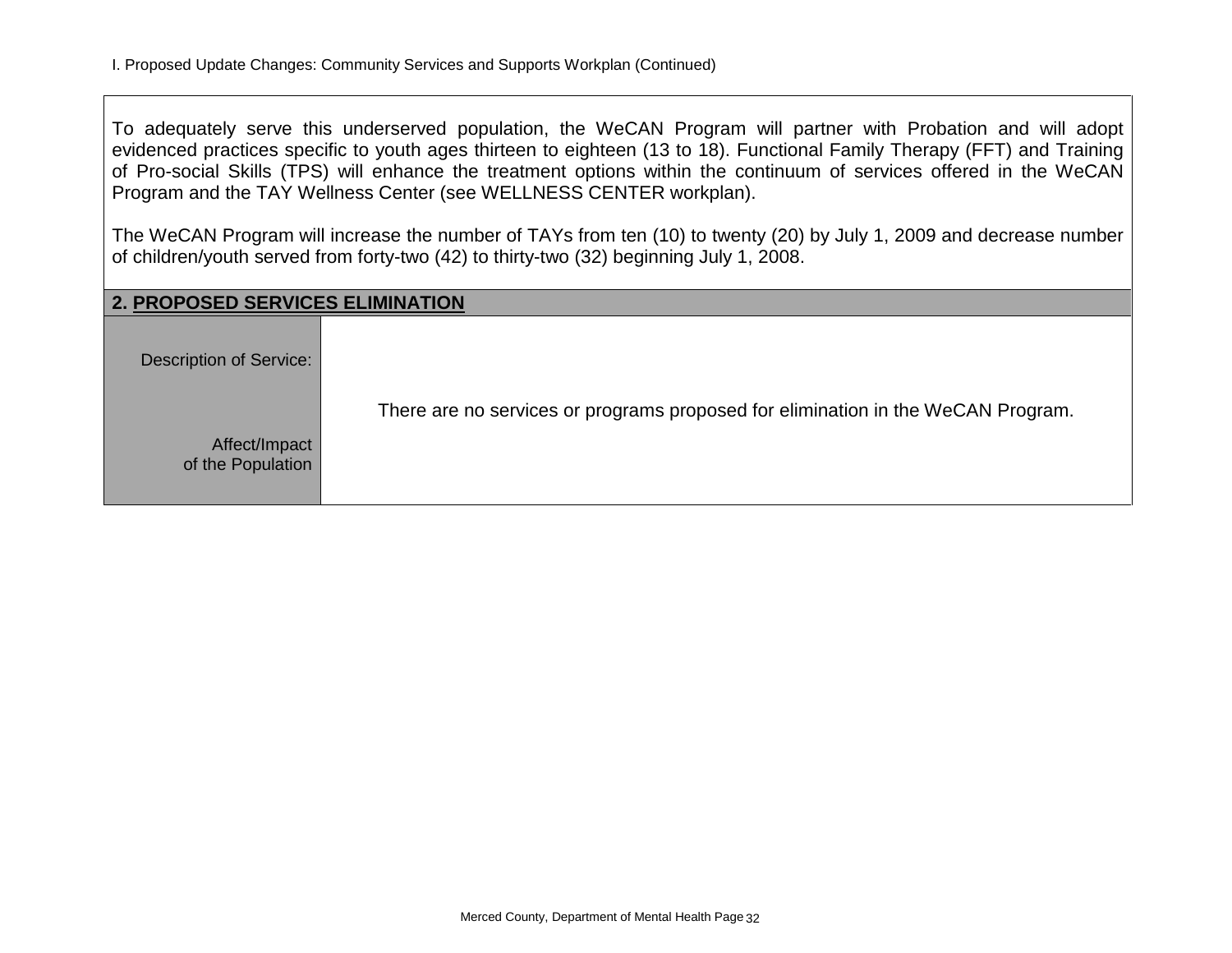I. Proposed Update Changes: Community Services and Supports Workplan (Continued)

To adequately serve this underserved population, the WeCAN Program will partner with Probation and will adopt evidenced practices specific to youth ages thirteen to eighteen (13 to 18). Functional Family Therapy (FFT) and Training of Pro-social Skills (TPS) will enhance the treatment options within the continuum of services offered in the WeCAN Program and the TAY Wellness Center (see WELLNESS CENTER workplan).

The WeCAN Program will increase the number of TAYs from ten (10) to twenty (20) by July 1, 2009 and decrease number of children/youth served from forty-two (42) to thirty-two (32) beginning July 1, 2008.

| **2. PROPOSED SERVICES ELIMINATION** | |
| --- | --- |
| Description of Service: | There are no services or programs proposed for elimination in the WeCAN Program. |
| Affect/Impact of the Population | |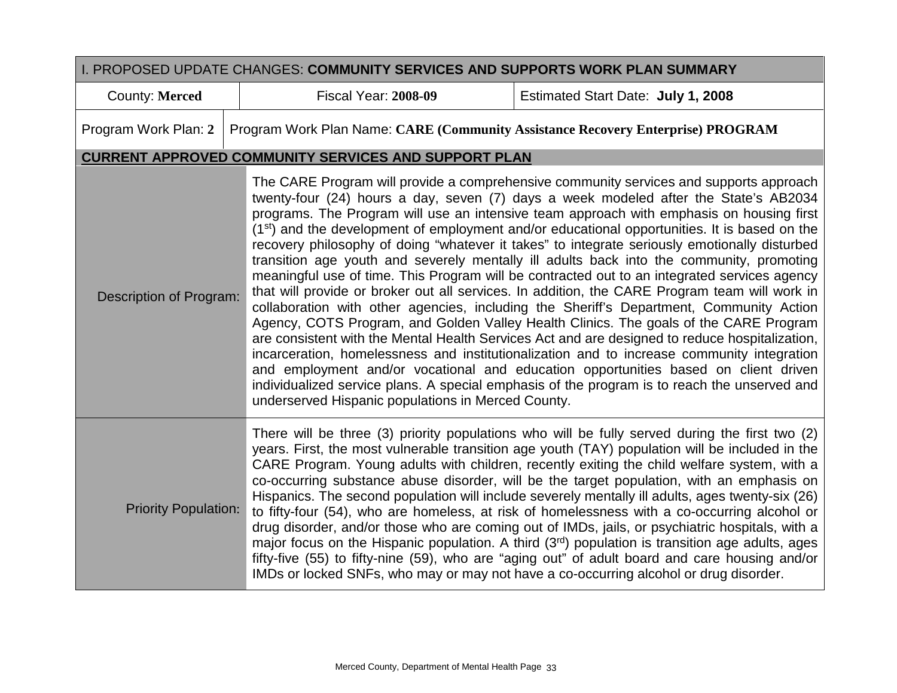| I. PROPOSED UPDATE CHANGES: **COMMUNITY SERVICES AND SUPPORTS WORK PLAN SUMMARY** | | |
|---|---|---|
| County: **Merced** | Fiscal Year: **2008-09** | Estimated Start Date: **July 1, 2008** |
| Program Work Plan: **2** | Program Work Plan Name: **CARE (Community Assistance Recovery Enterprise) PROGRAM** | |

**CURRENT APPROVED COMMUNITY SERVICES AND SUPPORT PLAN**

| | |
|---|---|
| Description of Program: | The CARE Program will provide a comprehensive community services and supports approach twenty-four (24) hours a day, seven (7) days a week modeled after the State's AB2034 programs. The Program will use an intensive team approach with emphasis on housing first (1st) and the development of employment and/or educational opportunities. It is based on the recovery philosophy of doing "whatever it takes" to integrate seriously emotionally disturbed transition age youth and severely mentally ill adults back into the community, promoting meaningful use of time. This Program will be contracted out to an integrated services agency that will provide or broker out all services. In addition, the CARE Program team will work in collaboration with other agencies, including the Sheriff's Department, Community Action Agency, COTS Program, and Golden Valley Health Clinics. The goals of the CARE Program are consistent with the Mental Health Services Act and are designed to reduce hospitalization, incarceration, homelessness and institutionalization and to increase community integration and employment and/or vocational and education opportunities based on client driven individualized service plans. A special emphasis of the program is to reach the unserved and underserved Hispanic populations in Merced County. |
| Priority Population: | There will be three (3) priority populations who will be fully served during the first two (2) years. First, the most vulnerable transition age youth (TAY) population will be included in the CARE Program. Young adults with children, recently exiting the child welfare system, with a co-occurring substance abuse disorder, will be the target population, with an emphasis on Hispanics. The second population will include severely mentally ill adults, ages twenty-six (26) to fifty-four (54), who are homeless, at risk of homelessness with a co-occurring alcohol or drug disorder, and/or those who are coming out of IMDs, jails, or psychiatric hospitals, with a major focus on the Hispanic population. A third (3rd) population is transition age adults, ages fifty-five (55) to fifty-nine (59), who are "aging out" of adult board and care housing and/or IMDs or locked SNFs, who may or may not have a co-occurring alcohol or drug disorder. |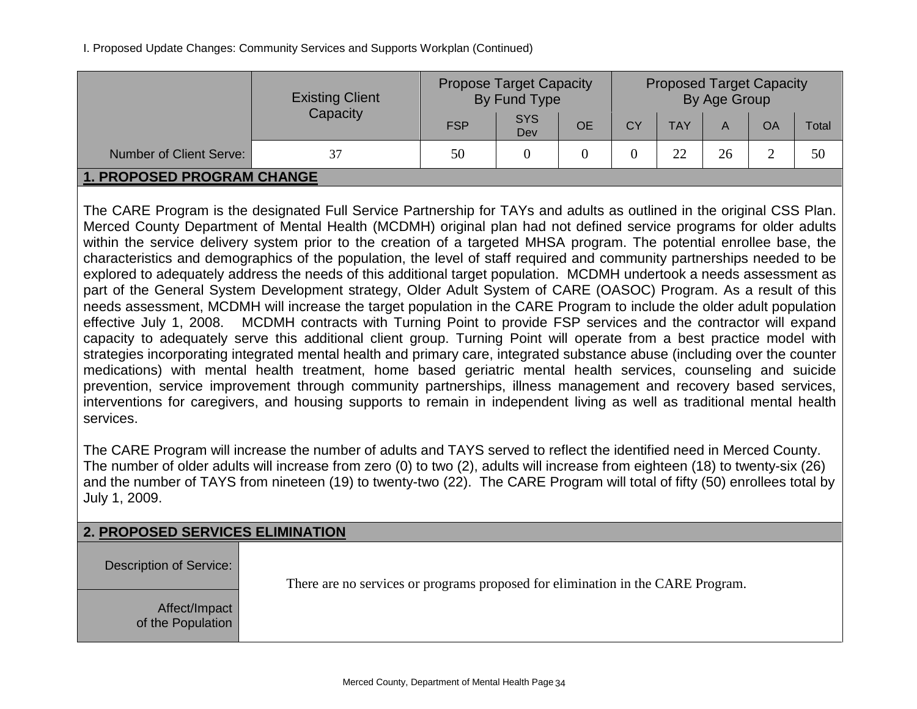I. Proposed Update Changes: Community Services and Supports Workplan (Continued)

| | Existing Client Capacity | Propose Target Capacity By Fund Type | | | Proposed Target Capacity By Age Group | | | | |
|---|---|---|---|---|---|---|---|---|---|
| | | FSP | SYS Dev | OE | CY | TAY | A | OA | Total |
| Number of Client Serve: | 37 | 50 | 0 | 0 | 0 | 22 | 26 | 2 | 50 |

## 1. PROPOSED PROGRAM CHANGE

The CARE Program is the designated Full Service Partnership for TAYs and adults as outlined in the original CSS Plan. Merced County Department of Mental Health (MCDMH) original plan had not defined service programs for older adults within the service delivery system prior to the creation of a targeted MHSA program. The potential enrollee base, the characteristics and demographics of the population, the level of staff required and community partnerships needed to be explored to adequately address the needs of this additional target population. MCDMH undertook a needs assessment as part of the General System Development strategy, Older Adult System of CARE (OASOC) Program. As a result of this needs assessment, MCDMH will increase the target population in the CARE Program to include the older adult population effective July 1, 2008. MCDMH contracts with Turning Point to provide FSP services and the contractor will expand capacity to adequately serve this additional client group. Turning Point will operate from a best practice model with strategies incorporating integrated mental health and primary care, integrated substance abuse (including over the counter medications) with mental health treatment, home based geriatric mental health services, counseling and suicide prevention, service improvement through community partnerships, illness management and recovery based services, interventions for caregivers, and housing supports to remain in independent living as well as traditional mental health services.

The CARE Program will increase the number of adults and TAYS served to reflect the identified need in Merced County. The number of older adults will increase from zero (0) to two (2), adults will increase from eighteen (18) to twenty-six (26) and the number of TAYS from nineteen (19) to twenty-two (22). The CARE Program will total of fifty (50) enrollees total by July 1, 2009.

## 2. PROPOSED SERVICES ELIMINATION

| | |
|---|---|
| Description of Service: | There are no services or programs proposed for elimination in the CARE Program. |
| Affect/Impact of the Population | |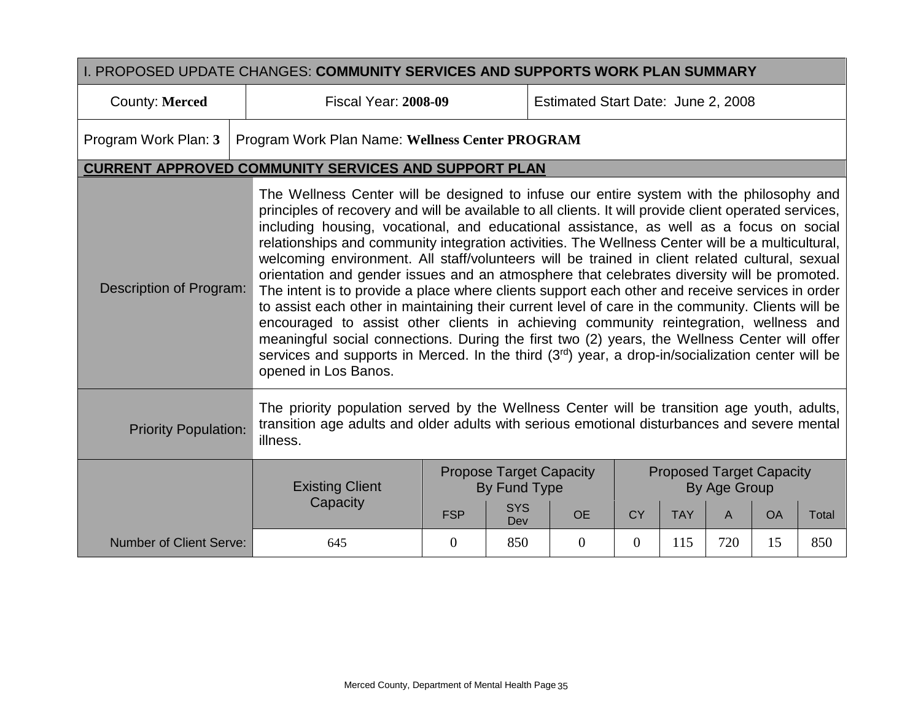| I. PROPOSED UPDATE CHANGES: **COMMUNITY SERVICES AND SUPPORTS WORK PLAN SUMMARY** | | |
|---|---|---|
| County: **Merced** | Fiscal Year: **2008-09** | Estimated Start Date: June 2, 2008 |
| Program Work Plan: **3** | Program Work Plan Name: **Wellness Center PROGRAM** | |

## CURRENT APPROVED COMMUNITY SERVICES AND SUPPORT PLAN

| | |
|---|---|
| Description of Program: | The Wellness Center will be designed to infuse our entire system with the philosophy and principles of recovery and will be available to all clients. It will provide client operated services, including housing, vocational, and educational assistance, as well as a focus on social relationships and community integration activities. The Wellness Center will be a multicultural, welcoming environment. All staff/volunteers will be trained in client related cultural, sexual orientation and gender issues and an atmosphere that celebrates diversity will be promoted. The intent is to provide a place where clients support each other and receive services in order to assist each other in maintaining their current level of care in the community. Clients will be encouraged to assist other clients in achieving community reintegration, wellness and meaningful social connections. During the first two (2) years, the Wellness Center will offer services and supports in Merced. In the third (3rd) year, a drop-in/socialization center will be opened in Los Banos. |
| Priority Population: | The priority population served by the Wellness Center will be transition age youth, adults, transition age adults and older adults with serious emotional disturbances and severe mental illness. |

| | Existing Client Capacity | Propose Target Capacity By Fund Type | | | Proposed Target Capacity By Age Group | | | | |
|---|---|---|---|---|---|---|---|---|---|
| | | FSP | SYS Dev | OE | CY | TAY | A | OA | Total |
| Number of Client Serve: | 645 | 0 | 850 | 0 | 0 | 115 | 720 | 15 | 850 |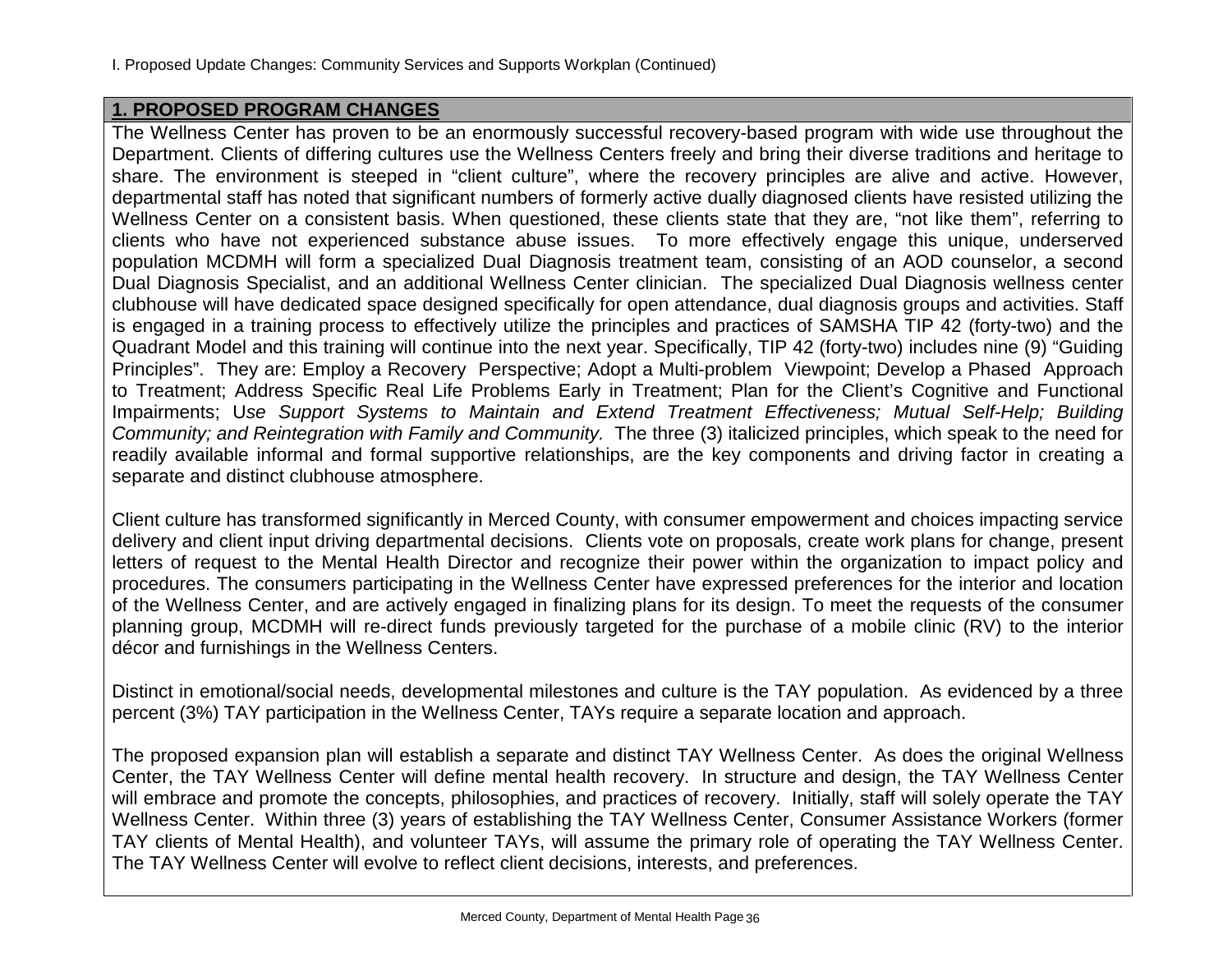I. Proposed Update Changes: Community Services and Supports Workplan (Continued)

## 1. PROPOSED PROGRAM CHANGES

The Wellness Center has proven to be an enormously successful recovery-based program with wide use throughout the Department. Clients of differing cultures use the Wellness Centers freely and bring their diverse traditions and heritage to share. The environment is steeped in "client culture", where the recovery principles are alive and active. However, departmental staff has noted that significant numbers of formerly active dually diagnosed clients have resisted utilizing the Wellness Center on a consistent basis. When questioned, these clients state that they are, "not like them", referring to clients who have not experienced substance abuse issues. To more effectively engage this unique, underserved population MCDMH will form a specialized Dual Diagnosis treatment team, consisting of an AOD counselor, a second Dual Diagnosis Specialist, and an additional Wellness Center clinician. The specialized Dual Diagnosis wellness center clubhouse will have dedicated space designed specifically for open attendance, dual diagnosis groups and activities. Staff is engaged in a training process to effectively utilize the principles and practices of SAMSHA TIP 42 (forty-two) and the Quadrant Model and this training will continue into the next year. Specifically, TIP 42 (forty-two) includes nine (9) "Guiding Principles". They are: Employ a Recovery Perspective; Adopt a Multi-problem Viewpoint; Develop a Phased Approach to Treatment; Address Specific Real Life Problems Early in Treatment; Plan for the Client's Cognitive and Functional Impairments; U*se Support Systems to Maintain and Extend Treatment Effectiveness; Mutual Self-Help; Building Community; and Reintegration with Family and Community.* The three (3) italicized principles, which speak to the need for readily available informal and formal supportive relationships, are the key components and driving factor in creating a separate and distinct clubhouse atmosphere.

Client culture has transformed significantly in Merced County, with consumer empowerment and choices impacting service delivery and client input driving departmental decisions. Clients vote on proposals, create work plans for change, present letters of request to the Mental Health Director and recognize their power within the organization to impact policy and procedures. The consumers participating in the Wellness Center have expressed preferences for the interior and location of the Wellness Center, and are actively engaged in finalizing plans for its design. To meet the requests of the consumer planning group, MCDMH will re-direct funds previously targeted for the purchase of a mobile clinic (RV) to the interior décor and furnishings in the Wellness Centers.

Distinct in emotional/social needs, developmental milestones and culture is the TAY population. As evidenced by a three percent (3%) TAY participation in the Wellness Center, TAYs require a separate location and approach.

The proposed expansion plan will establish a separate and distinct TAY Wellness Center. As does the original Wellness Center, the TAY Wellness Center will define mental health recovery. In structure and design, the TAY Wellness Center will embrace and promote the concepts, philosophies, and practices of recovery. Initially, staff will solely operate the TAY Wellness Center. Within three (3) years of establishing the TAY Wellness Center, Consumer Assistance Workers (former TAY clients of Mental Health), and volunteer TAYs, will assume the primary role of operating the TAY Wellness Center. The TAY Wellness Center will evolve to reflect client decisions, interests, and preferences.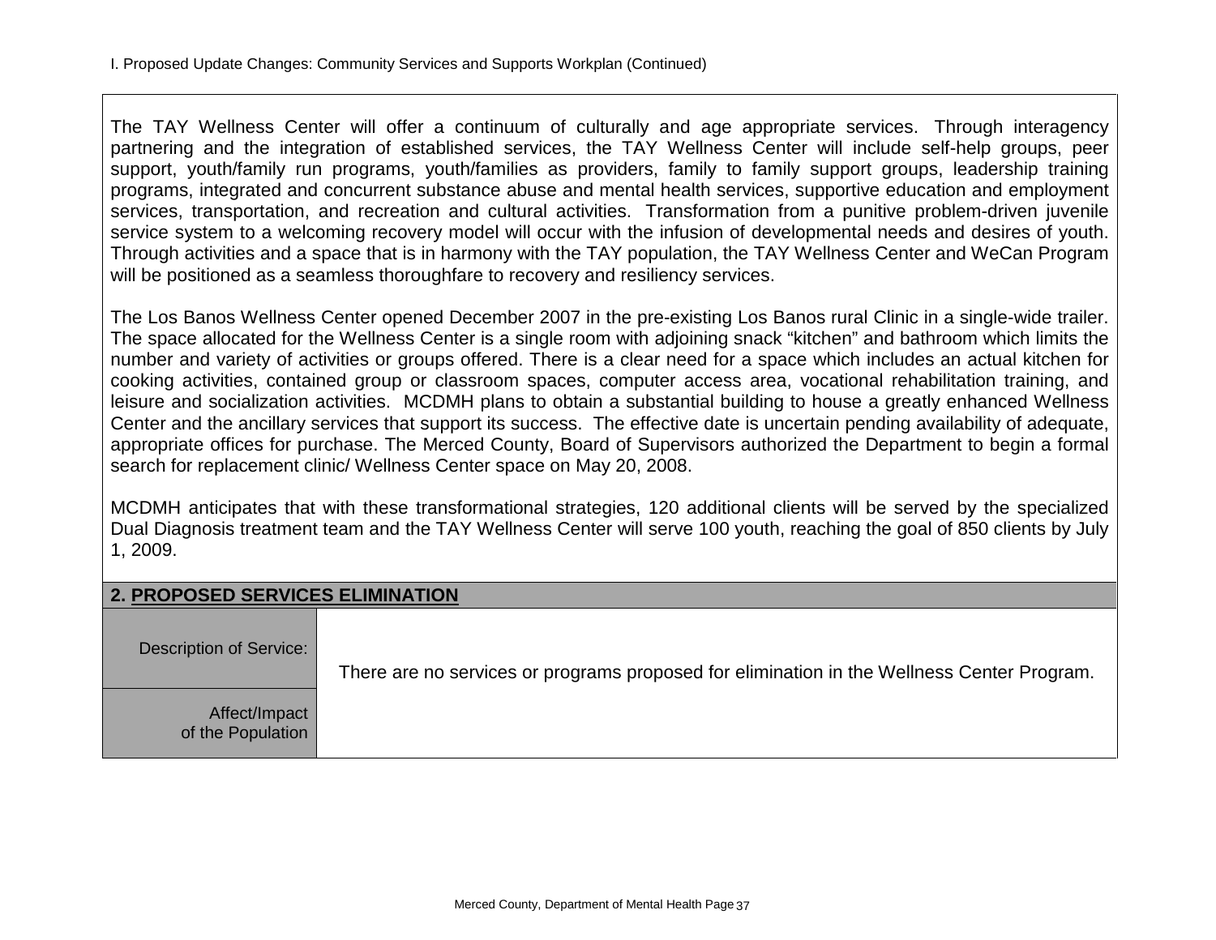The TAY Wellness Center will offer a continuum of culturally and age appropriate services. Through interagency partnering and the integration of established services, the TAY Wellness Center will include self-help groups, peer support, youth/family run programs, youth/families as providers, family to family support groups, leadership training programs, integrated and concurrent substance abuse and mental health services, supportive education and employment services, transportation, and recreation and cultural activities. Transformation from a punitive problem-driven juvenile service system to a welcoming recovery model will occur with the infusion of developmental needs and desires of youth. Through activities and a space that is in harmony with the TAY population, the TAY Wellness Center and WeCan Program will be positioned as a seamless thoroughfare to recovery and resiliency services.

The Los Banos Wellness Center opened December 2007 in the pre-existing Los Banos rural Clinic in a single-wide trailer. The space allocated for the Wellness Center is a single room with adjoining snack "kitchen" and bathroom which limits the number and variety of activities or groups offered. There is a clear need for a space which includes an actual kitchen for cooking activities, contained group or classroom spaces, computer access area, vocational rehabilitation training, and leisure and socialization activities. MCDMH plans to obtain a substantial building to house a greatly enhanced Wellness Center and the ancillary services that support its success. The effective date is uncertain pending availability of adequate, appropriate offices for purchase. The Merced County, Board of Supervisors authorized the Department to begin a formal search for replacement clinic/ Wellness Center space on May 20, 2008.

MCDMH anticipates that with these transformational strategies, 120 additional clients will be served by the specialized Dual Diagnosis treatment team and the TAY Wellness Center will serve 100 youth, reaching the goal of 850 clients by July 1, 2009.

## 2. PROPOSED SERVICES ELIMINATION

| | |
|---|---|
| Description of Service: | There are no services or programs proposed for elimination in the Wellness Center Program. |
| Affect/Impact of the Population | |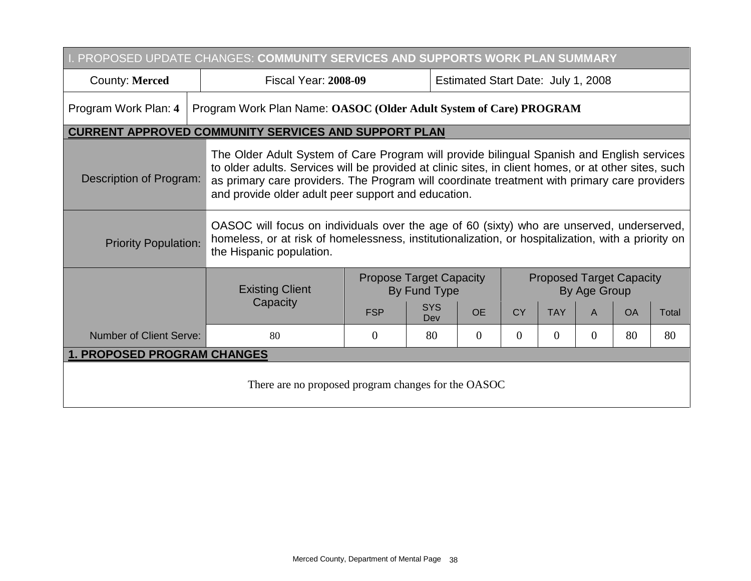## I. PROPOSED UPDATE CHANGES: **COMMUNITY SERVICES AND SUPPORTS WORK PLAN SUMMARY**

| County: **Merced** | Fiscal Year: **2008-09** | Estimated Start Date: July 1, 2008 |
|---|---|---|

| Program Work Plan: **4** | Program Work Plan Name: **OASOC (Older Adult System of Care) PROGRAM** |
|---|---|

### **CURRENT APPROVED COMMUNITY SERVICES AND SUPPORT PLAN**

| | |
|---|---|
| Description of Program: | The Older Adult System of Care Program will provide bilingual Spanish and English services to older adults. Services will be provided at clinic sites, in client homes, or at other sites, such as primary care providers. The Program will coordinate treatment with primary care providers and provide older adult peer support and education. |
| Priority Population: | OASOC will focus on individuals over the age of 60 (sixty) who are unserved, underserved, homeless, or at risk of homelessness, institutionalization, or hospitalization, with a priority on the Hispanic population. |

| | Existing Client Capacity | Propose Target Capacity By Fund Type | | | Proposed Target Capacity By Age Group | | | | |
|---|---|---|---|---|---|---|---|---|---|
| | | FSP | SYS Dev | OE | CY | TAY | A | OA | Total |
| Number of Client Serve: | 80 | 0 | 80 | 0 | 0 | 0 | 0 | 80 | 80 |

### **1. PROPOSED PROGRAM CHANGES**

There are no proposed program changes for the OASOC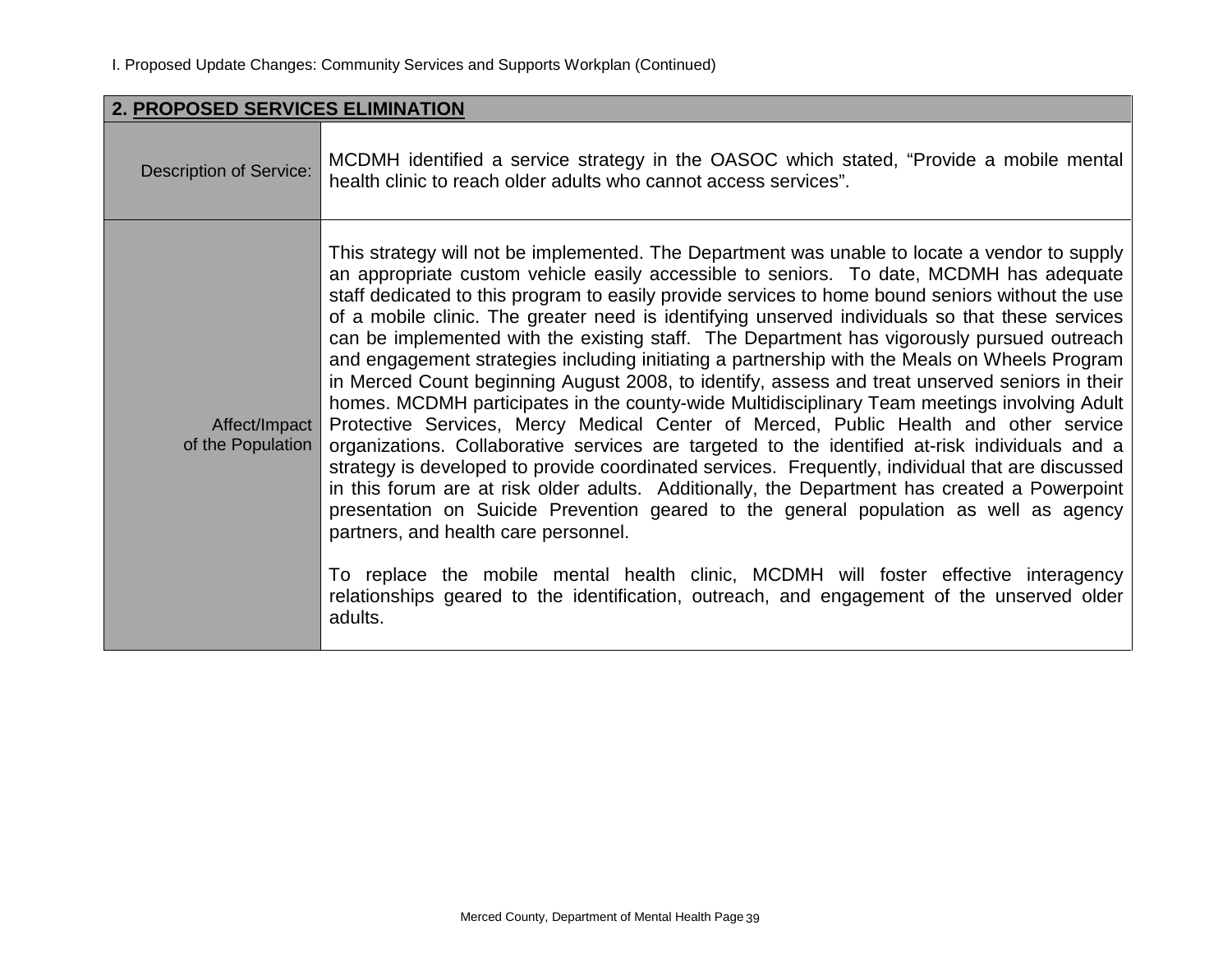I. Proposed Update Changes: Community Services and Supports Workplan (Continued)

| 2. **PROPOSED SERVICES ELIMINATION** | |
|---|---|
| Description of Service: | MCDMH identified a service strategy in the OASOC which stated, "Provide a mobile mental health clinic to reach older adults who cannot access services". |
| Affect/Impact of the Population | This strategy will not be implemented. The Department was unable to locate a vendor to supply an appropriate custom vehicle easily accessible to seniors. To date, MCDMH has adequate staff dedicated to this program to easily provide services to home bound seniors without the use of a mobile clinic. The greater need is identifying unserved individuals so that these services can be implemented with the existing staff. The Department has vigorously pursued outreach and engagement strategies including initiating a partnership with the Meals on Wheels Program in Merced Count beginning August 2008, to identify, assess and treat unserved seniors in their homes. MCDMH participates in the county-wide Multidisciplinary Team meetings involving Adult Protective Services, Mercy Medical Center of Merced, Public Health and other service organizations. Collaborative services are targeted to the identified at-risk individuals and a strategy is developed to provide coordinated services. Frequently, individual that are discussed in this forum are at risk older adults. Additionally, the Department has created a Powerpoint presentation on Suicide Prevention geared to the general population as well as agency partners, and health care personnel.<br><br>To replace the mobile mental health clinic, MCDMH will foster effective interagency relationships geared to the identification, outreach, and engagement of the unserved older adults. |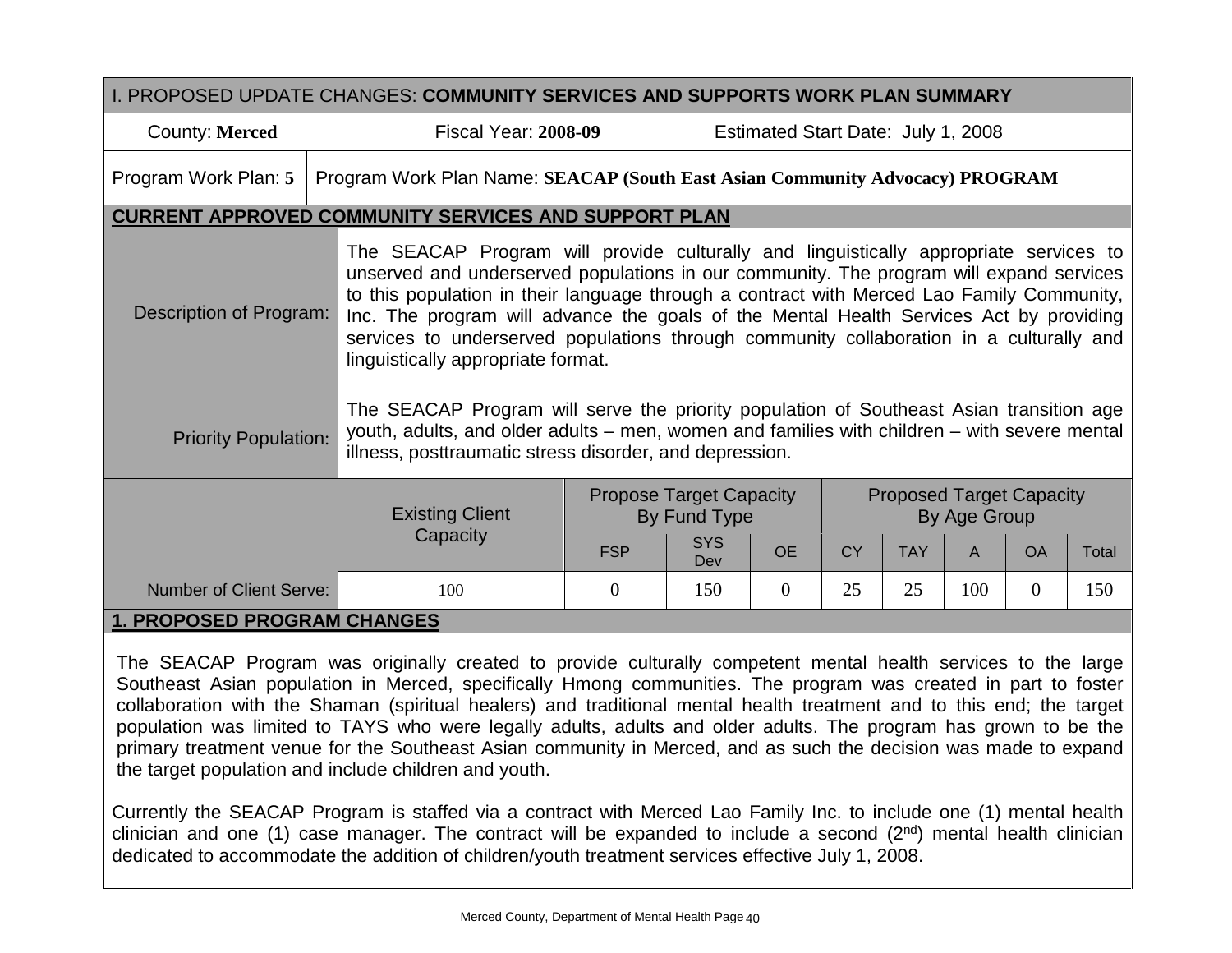## I. PROPOSED UPDATE CHANGES: **COMMUNITY SERVICES AND SUPPORTS WORK PLAN SUMMARY**

| County: **Merced** | Fiscal Year: **2008-09** | Estimated Start Date: July 1, 2008 |
|---|---|---|
| Program Work Plan: **5** | Program Work Plan Name: **SEACAP (South East Asian Community Advocacy) PROGRAM** | |

### CURRENT APPROVED COMMUNITY SERVICES AND SUPPORT PLAN

**Description of Program:** The SEACAP Program will provide culturally and linguistically appropriate services to unserved and underserved populations in our community. The program will expand services to this population in their language through a contract with Merced Lao Family Community, Inc. The program will advance the goals of the Mental Health Services Act by providing services to underserved populations through community collaboration in a culturally and linguistically appropriate format.

**Priority Population:** The SEACAP Program will serve the priority population of Southeast Asian transition age youth, adults, and older adults – men, women and families with children – with severe mental illness, posttraumatic stress disorder, and depression.

| | Existing Client Capacity | Propose Target Capacity By Fund Type | | | Proposed Target Capacity By Age Group | | | | |
|---|---|---|---|---|---|---|---|---|---|
| | | FSP | SYS Dev | OE | CY | TAY | A | OA | Total |
| Number of Client Serve: | 100 | 0 | 150 | 0 | 25 | 25 | 100 | 0 | 150 |

### 1. PROPOSED PROGRAM CHANGES

The SEACAP Program was originally created to provide culturally competent mental health services to the large Southeast Asian population in Merced, specifically Hmong communities. The program was created in part to foster collaboration with the Shaman (spiritual healers) and traditional mental health treatment and to this end; the target population was limited to TAYS who were legally adults, adults and older adults. The program has grown to be the primary treatment venue for the Southeast Asian community in Merced, and as such the decision was made to expand the target population and include children and youth.

Currently the SEACAP Program is staffed via a contract with Merced Lao Family Inc. to include one (1) mental health clinician and one (1) case manager. The contract will be expanded to include a second (2nd) mental health clinician dedicated to accommodate the addition of children/youth treatment services effective July 1, 2008.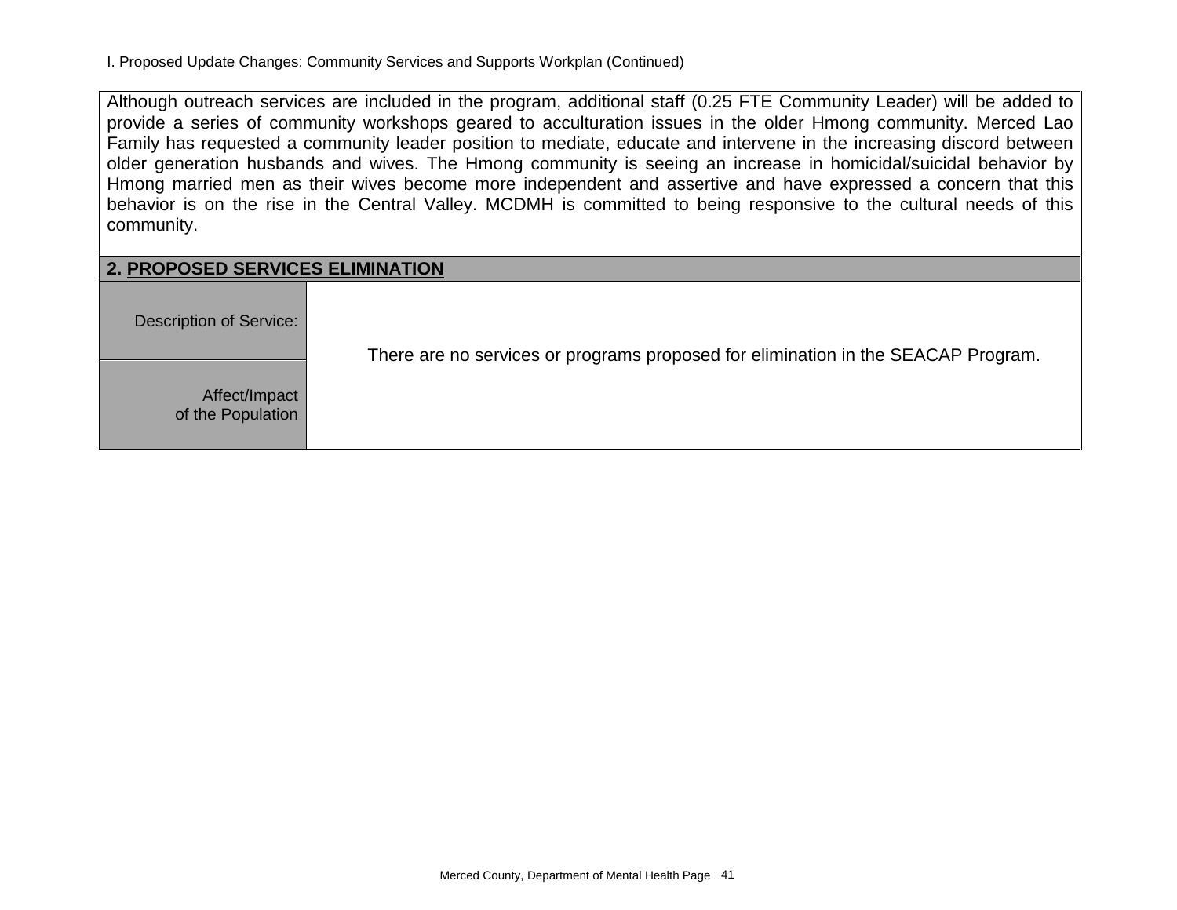I. Proposed Update Changes: Community Services and Supports Workplan (Continued)

Although outreach services are included in the program, additional staff (0.25 FTE Community Leader) will be added to provide a series of community workshops geared to acculturation issues in the older Hmong community. Merced Lao Family has requested a community leader position to mediate, educate and intervene in the increasing discord between older generation husbands and wives. The Hmong community is seeing an increase in homicidal/suicidal behavior by Hmong married men as their wives become more independent and assertive and have expressed a concern that this behavior is on the rise in the Central Valley. MCDMH is committed to being responsive to the cultural needs of this community.

**2. PROPOSED SERVICES ELIMINATION**

| | |
|---|---|
| Description of Service: | There are no services or programs proposed for elimination in the SEACAP Program. |
| Affect/Impact of the Population | |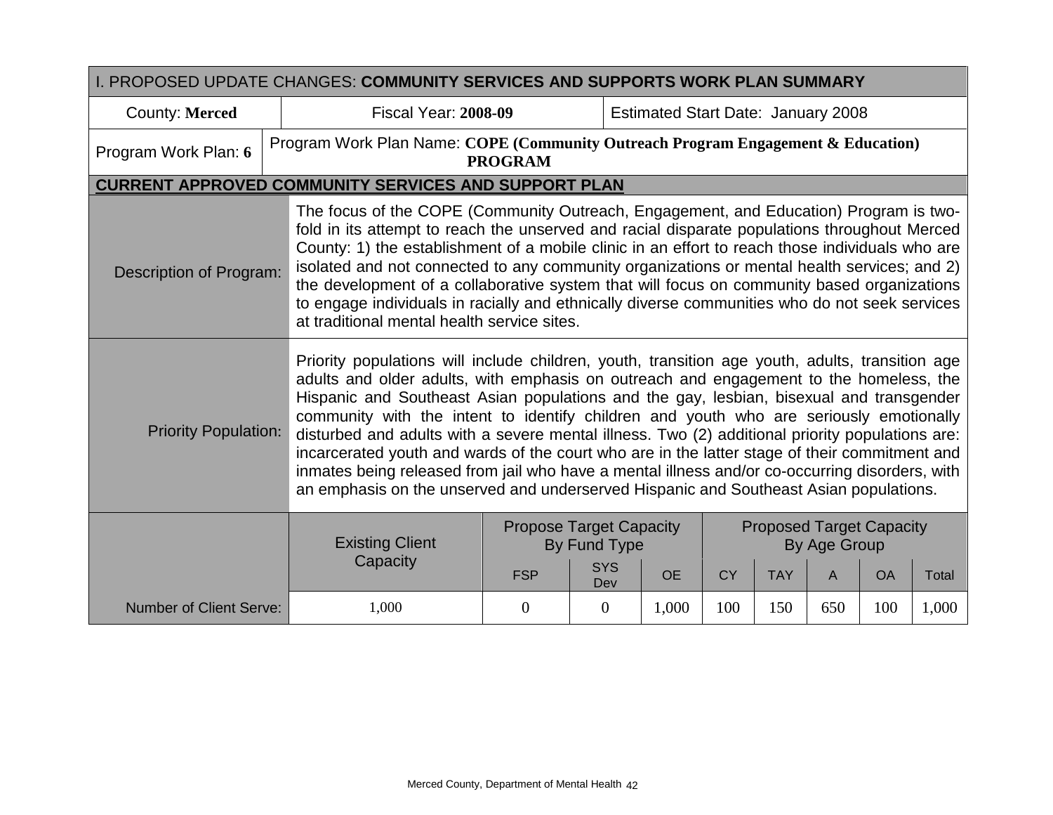| I. PROPOSED UPDATE CHANGES: **COMMUNITY SERVICES AND SUPPORTS WORK PLAN SUMMARY** | | |
|---|---|---|
| County: **Merced** | Fiscal Year: **2008-09** | Estimated Start Date: January 2008 |
| Program Work Plan: **6** | Program Work Plan Name: **COPE (Community Outreach Program Engagement & Education) PROGRAM** | |

**CURRENT APPROVED COMMUNITY SERVICES AND SUPPORT PLAN**

| | |
|---|---|
| Description of Program: | The focus of the COPE (Community Outreach, Engagement, and Education) Program is two-fold in its attempt to reach the unserved and racial disparate populations throughout Merced County: 1) the establishment of a mobile clinic in an effort to reach those individuals who are isolated and not connected to any community organizations or mental health services; and 2) the development of a collaborative system that will focus on community based organizations to engage individuals in racially and ethnically diverse communities who do not seek services at traditional mental health service sites. |
| Priority Population: | Priority populations will include children, youth, transition age youth, adults, transition age adults and older adults, with emphasis on outreach and engagement to the homeless, the Hispanic and Southeast Asian populations and the gay, lesbian, bisexual and transgender community with the intent to identify children and youth who are seriously emotionally disturbed and adults with a severe mental illness. Two (2) additional priority populations are: incarcerated youth and wards of the court who are in the latter stage of their commitment and inmates being released from jail who have a mental illness and/or co-occurring disorders, with an emphasis on the unserved and underserved Hispanic and Southeast Asian populations. |

| | Existing Client Capacity | Propose Target Capacity By Fund Type | | | Proposed Target Capacity By Age Group | | | | |
|---|---|---|---|---|---|---|---|---|---|
| | | FSP | SYS Dev | OE | CY | TAY | A | OA | Total |
| Number of Client Serve: | 1,000 | 0 | 0 | 1,000 | 100 | 150 | 650 | 100 | 1,000 |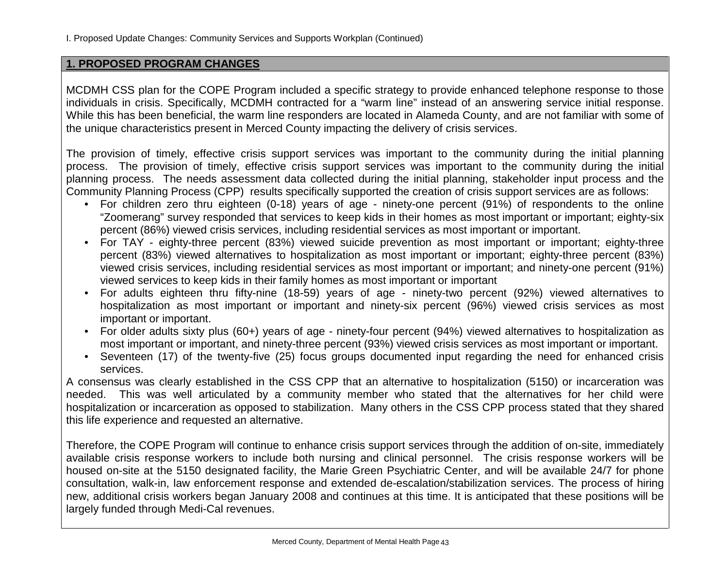I. Proposed Update Changes: Community Services and Supports Workplan (Continued)

## 1. PROPOSED PROGRAM CHANGES

MCDMH CSS plan for the COPE Program included a specific strategy to provide enhanced telephone response to those individuals in crisis. Specifically, MCDMH contracted for a "warm line" instead of an answering service initial response. While this has been beneficial, the warm line responders are located in Alameda County, and are not familiar with some of the unique characteristics present in Merced County impacting the delivery of crisis services.

The provision of timely, effective crisis support services was important to the community during the initial planning process. The provision of timely, effective crisis support services was important to the community during the initial planning process. The needs assessment data collected during the initial planning, stakeholder input process and the Community Planning Process (CPP) results specifically supported the creation of crisis support services are as follows:

- For children zero thru eighteen (0-18) years of age - ninety-one percent (91%) of respondents to the online "Zoomerang" survey responded that services to keep kids in their homes as most important or important; eighty-six percent (86%) viewed crisis services, including residential services as most important or important.
- For TAY - eighty-three percent (83%) viewed suicide prevention as most important or important; eighty-three percent (83%) viewed alternatives to hospitalization as most important or important; eighty-three percent (83%) viewed crisis services, including residential services as most important or important; and ninety-one percent (91%) viewed services to keep kids in their family homes as most important or important
- For adults eighteen thru fifty-nine (18-59) years of age - ninety-two percent (92%) viewed alternatives to hospitalization as most important or important and ninety-six percent (96%) viewed crisis services as most important or important.
- For older adults sixty plus (60+) years of age - ninety-four percent (94%) viewed alternatives to hospitalization as most important or important, and ninety-three percent (93%) viewed crisis services as most important or important.
- Seventeen (17) of the twenty-five (25) focus groups documented input regarding the need for enhanced crisis services.

A consensus was clearly established in the CSS CPP that an alternative to hospitalization (5150) or incarceration was needed. This was well articulated by a community member who stated that the alternatives for her child were hospitalization or incarceration as opposed to stabilization. Many others in the CSS CPP process stated that they shared this life experience and requested an alternative.

Therefore, the COPE Program will continue to enhance crisis support services through the addition of on-site, immediately available crisis response workers to include both nursing and clinical personnel. The crisis response workers will be housed on-site at the 5150 designated facility, the Marie Green Psychiatric Center, and will be available 24/7 for phone consultation, walk-in, law enforcement response and extended de-escalation/stabilization services. The process of hiring new, additional crisis workers began January 2008 and continues at this time. It is anticipated that these positions will be largely funded through Medi-Cal revenues.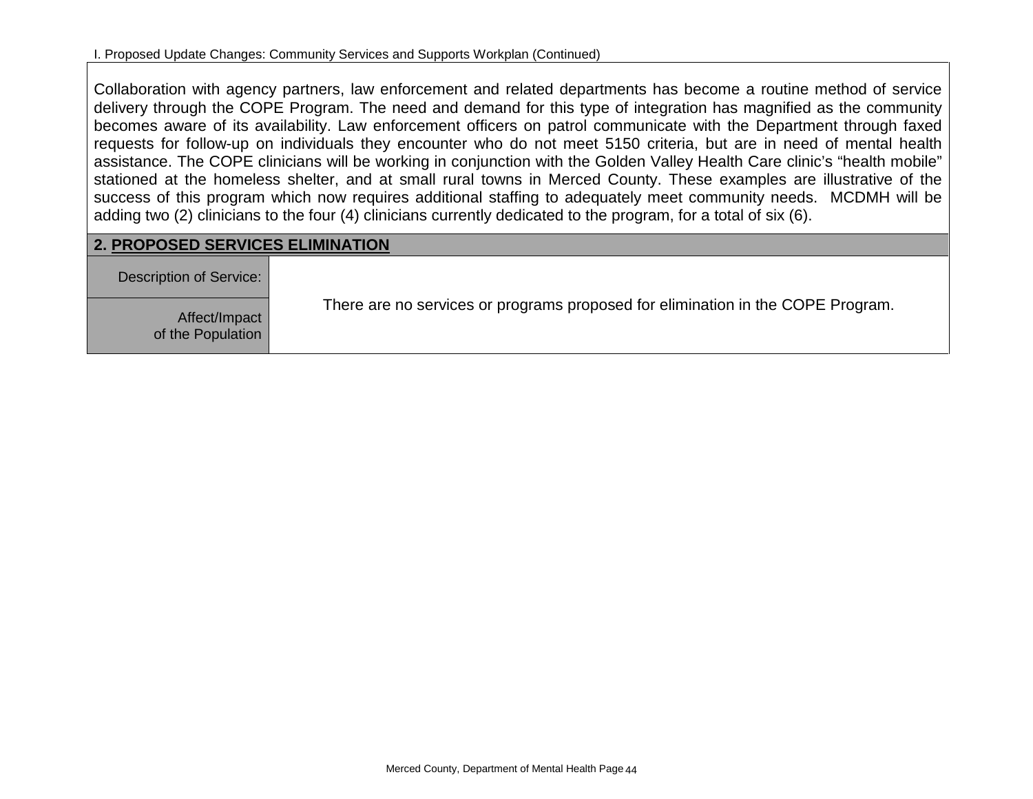I. Proposed Update Changes: Community Services and Supports Workplan (Continued)

Collaboration with agency partners, law enforcement and related departments has become a routine method of service delivery through the COPE Program. The need and demand for this type of integration has magnified as the community becomes aware of its availability. Law enforcement officers on patrol communicate with the Department through faxed requests for follow-up on individuals they encounter who do not meet 5150 criteria, but are in need of mental health assistance. The COPE clinicians will be working in conjunction with the Golden Valley Health Care clinic's "health mobile" stationed at the homeless shelter, and at small rural towns in Merced County. These examples are illustrative of the success of this program which now requires additional staffing to adequately meet community needs. MCDMH will be adding two (2) clinicians to the four (4) clinicians currently dedicated to the program, for a total of six (6).

## 2. PROPOSED SERVICES ELIMINATION

| | |
|---|---|
| Description of Service: | There are no services or programs proposed for elimination in the COPE Program. |
| Affect/Impact of the Population | |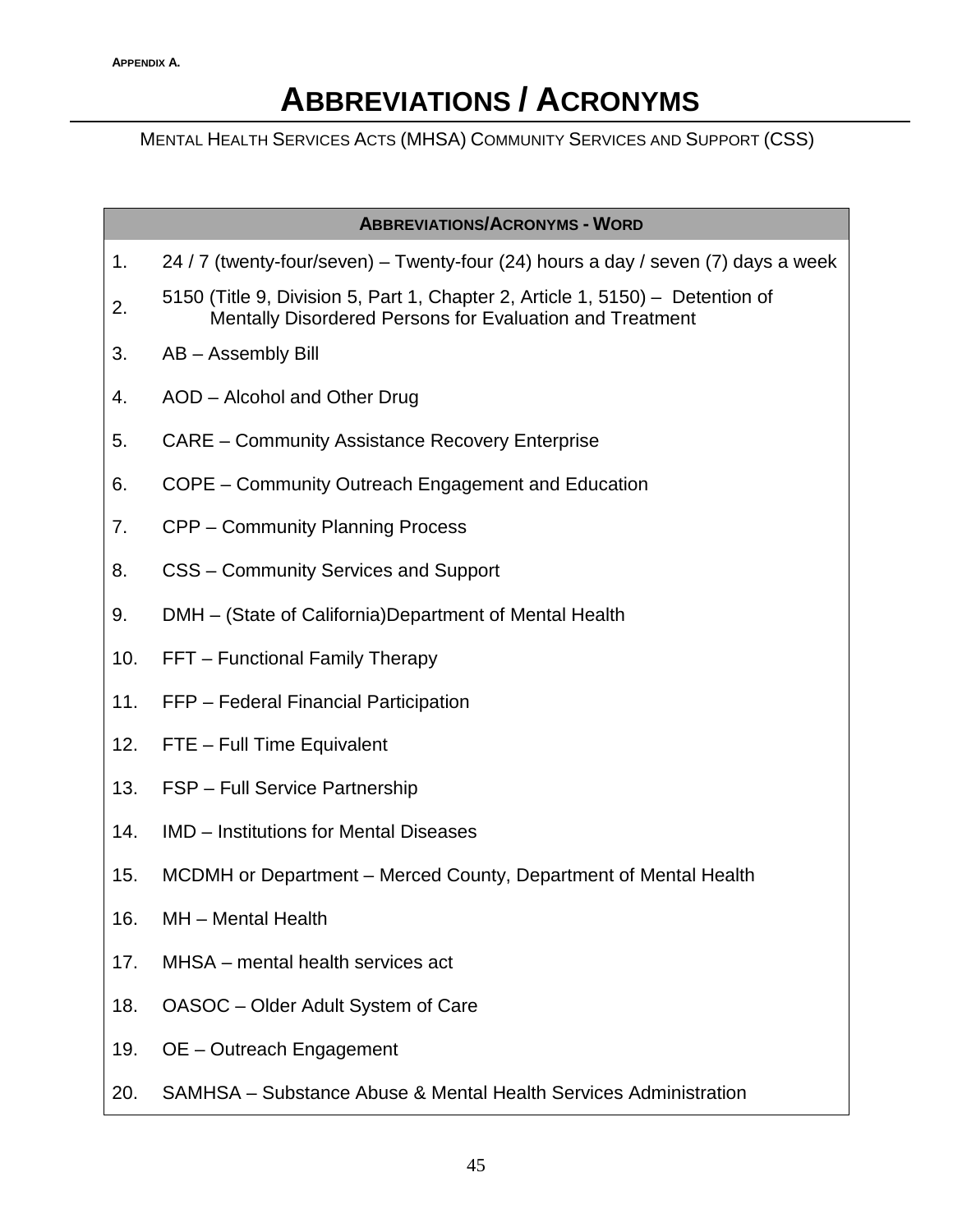APPENDIX A.

# ABBREVIATIONS / ACRONYMS

MENTAL HEALTH SERVICES ACTS (MHSA) COMMUNITY SERVICES AND SUPPORT (CSS)

| | ABBREVIATIONS/ACRONYMS - WORD |
|---|---|
| 1. | 24 / 7 (twenty-four/seven) – Twenty-four (24) hours a day / seven (7) days a week |
| 2. | 5150 (Title 9, Division 5, Part 1, Chapter 2, Article 1, 5150) – Detention of Mentally Disordered Persons for Evaluation and Treatment |
| 3. | AB – Assembly Bill |
| 4. | AOD – Alcohol and Other Drug |
| 5. | CARE – Community Assistance Recovery Enterprise |
| 6. | COPE – Community Outreach Engagement and Education |
| 7. | CPP – Community Planning Process |
| 8. | CSS – Community Services and Support |
| 9. | DMH – (State of California)Department of Mental Health |
| 10. | FFT – Functional Family Therapy |
| 11. | FFP – Federal Financial Participation |
| 12. | FTE – Full Time Equivalent |
| 13. | FSP – Full Service Partnership |
| 14. | IMD – Institutions for Mental Diseases |
| 15. | MCDMH or Department – Merced County, Department of Mental Health |
| 16. | MH – Mental Health |
| 17. | MHSA – mental health services act |
| 18. | OASOC – Older Adult System of Care |
| 19. | OE – Outreach Engagement |
| 20. | SAMHSA – Substance Abuse & Mental Health Services Administration |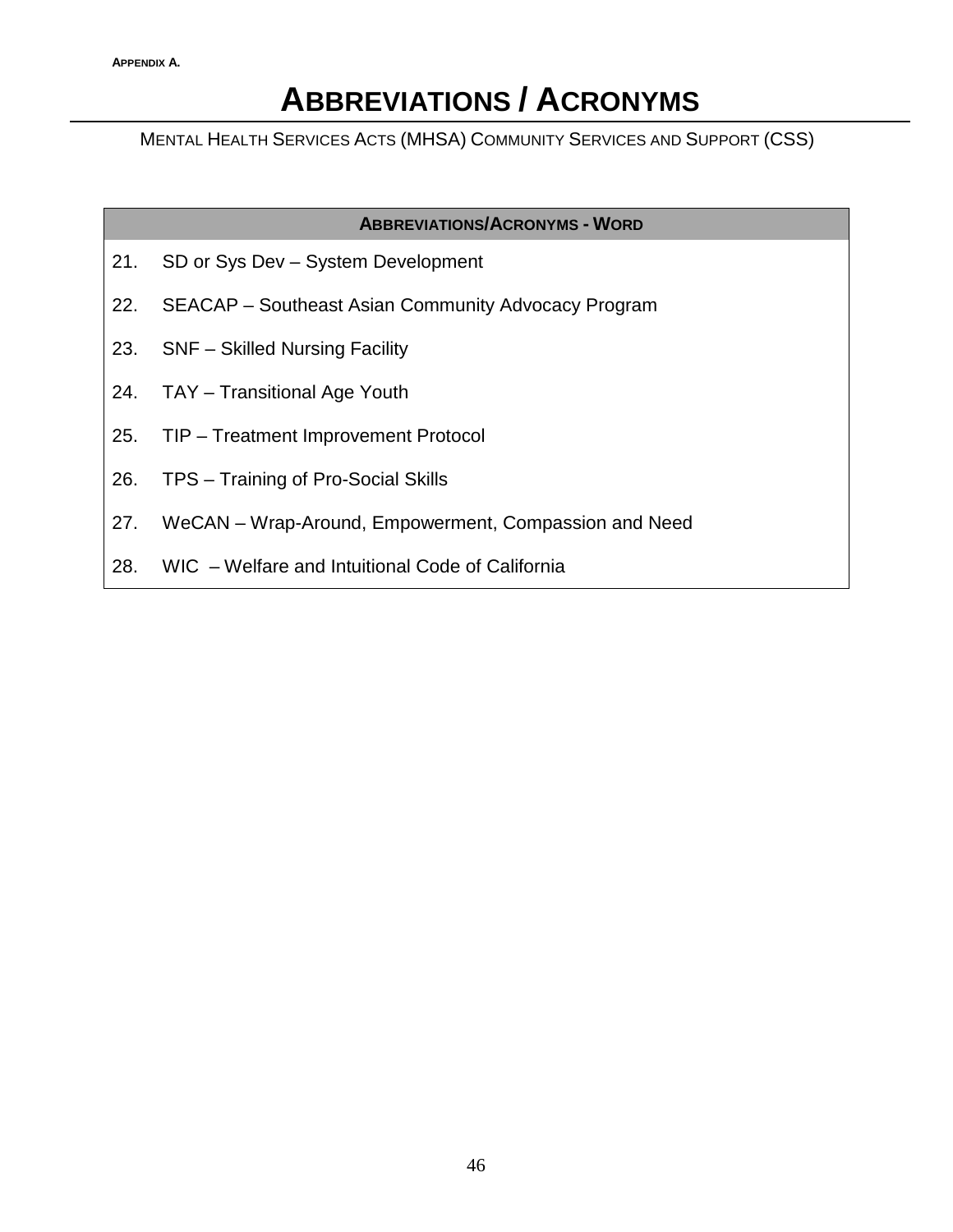APPENDIX A.

# ABBREVIATIONS / ACRONYMS

MENTAL HEALTH SERVICES ACTS (MHSA) COMMUNITY SERVICES AND SUPPORT (CSS)

| ABBREVIATIONS/ACRONYMS - WORD |
|---|
| 21. SD or Sys Dev – System Development |
| 22. SEACAP – Southeast Asian Community Advocacy Program |
| 23. SNF – Skilled Nursing Facility |
| 24. TAY – Transitional Age Youth |
| 25. TIP – Treatment Improvement Protocol |
| 26. TPS – Training of Pro-Social Skills |
| 27. WeCAN – Wrap-Around, Empowerment, Compassion and Need |
| 28. WIC – Welfare and Intuitional Code of California |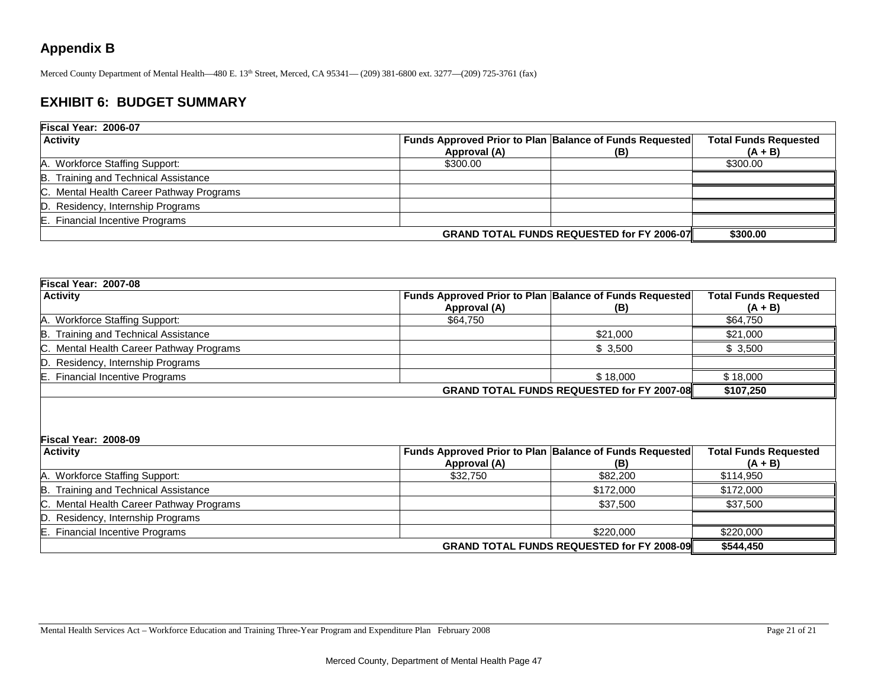## Appendix B

Merced County Department of Mental Health—480 E. 13th Street, Merced, CA 95341— (209) 381-6800 ext. 3277—(209) 725-3761 (fax)

## EXHIBIT 6: BUDGET SUMMARY

**Fiscal Year: 2006-07**

| Activity | Funds Approved Prior to Plan Approval (A) | Balance of Funds Requested (B) | Total Funds Requested (A + B) |
|---|---|---|---|
| A. Workforce Staffing Support: | $300.00 | | $300.00 |
| B. Training and Technical Assistance | | | |
| C. Mental Health Career Pathway Programs | | | |
| D. Residency, Internship Programs | | | |
| E. Financial Incentive Programs | | | |
| | | **GRAND TOTAL FUNDS REQUESTED for FY 2006-07** | **$300.00** |

**Fiscal Year: 2007-08**

| Activity | Funds Approved Prior to Plan Approval (A) | Balance of Funds Requested (B) | Total Funds Requested (A + B) |
|---|---|---|---|
| A. Workforce Staffing Support: | $64,750 | | $64,750 |
| B. Training and Technical Assistance | | $21,000 | $21,000 |
| C. Mental Health Career Pathway Programs | | $ 3,500 | $ 3,500 |
| D. Residency, Internship Programs | | | |
| E. Financial Incentive Programs | | $ 18,000 | $ 18,000 |
| | | **GRAND TOTAL FUNDS REQUESTED for FY 2007-08** | **$107,250** |

**Fiscal Year: 2008-09**

| Activity | Funds Approved Prior to Plan Approval (A) | Balance of Funds Requested (B) | Total Funds Requested (A + B) |
|---|---|---|---|
| A. Workforce Staffing Support: | $32,750 | $82,200 | $114,950 |
| B. Training and Technical Assistance | | $172,000 | $172,000 |
| C. Mental Health Career Pathway Programs | | $37,500 | $37,500 |
| D. Residency, Internship Programs | | | |
| E. Financial Incentive Programs | | $220,000 | $220,000 |
| | | **GRAND TOTAL FUNDS REQUESTED for FY 2008-09** | **$544,450** |

Mental Health Services Act – Workforce Education and Training Three-Year Program and Expenditure Plan February 2008